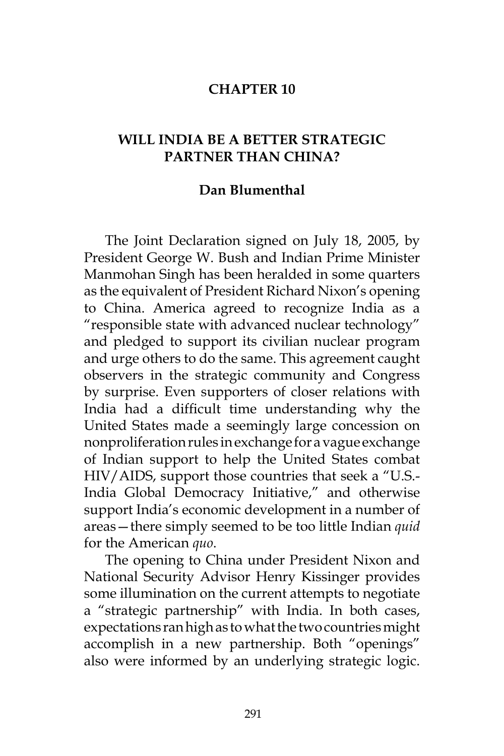# CHAPTER 10

# WILL INDIA BE A BETTER STRATEGIC PARTNER THAN CHINA?

**Dan Blumenthal**

The Joint Declaration signed on July 18, 2005, by President George W. Bush and Indian Prime Minister Manmohan Singh has been heralded in some quarters as the equivalent of President Richard Nixon's opening to China. America agreed to recognize India as a "responsible state with advanced nuclear technology" and pledged to support its civilian nuclear program and urge others to do the same. This agreement caught observers in the strategic community and Congress by surprise. Even supporters of closer relations with India had a difficult time understanding why the United States made a seemingly large concession on nonproliferation rules in exchange for a vague exchange of Indian support to help the United States combat HIV/AIDS, support those countries that seek a "U.S.-India Global Democracy Initiative," and otherwise support India's economic development in a number of areas—there simply seemed to be too little Indian *quid* for the American *quo*.

The opening to China under President Nixon and National Security Advisor Henry Kissinger provides some illumination on the current attempts to negotiate a "strategic partnership" with India. In both cases, expectations ran high as to what the two countries might accomplish in a new partnership. Both "openings" also were informed by an underlying strategic logic.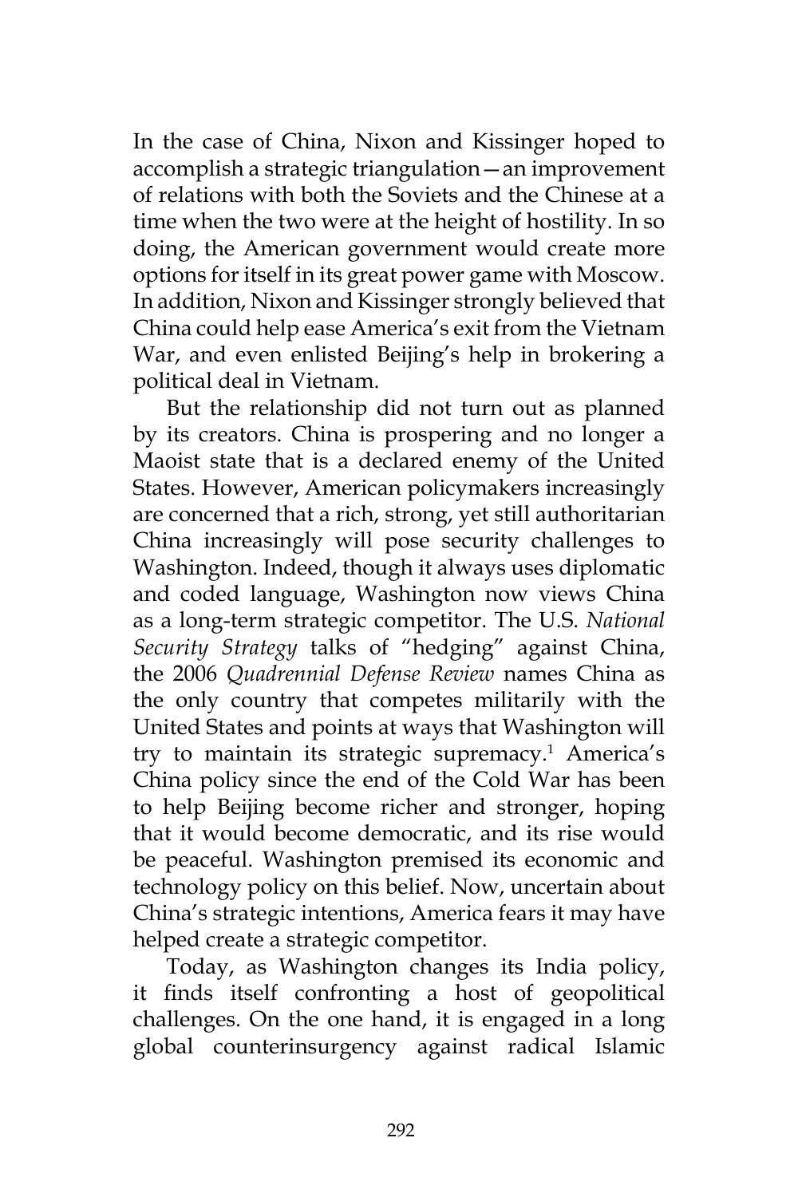In the case of China, Nixon and Kissinger hoped to accomplish a strategic triangulation—an improvement of relations with both the Soviets and the Chinese at a time when the two were at the height of hostility. In so doing, the American government would create more options for itself in its great power game with Moscow. In addition, Nixon and Kissinger strongly believed that China could help ease America's exit from the Vietnam War, and even enlisted Beijing's help in brokering a political deal in Vietnam.

But the relationship did not turn out as planned by its creators. China is prospering and no longer a Maoist state that is a declared enemy of the United States. However, American policymakers increasingly are concerned that a rich, strong, yet still authoritarian China increasingly will pose security challenges to Washington. Indeed, though it always uses diplomatic and coded language, Washington now views China as a long-term strategic competitor. The U.S. *National Security Strategy* talks of "hedging" against China, the 2006 *Quadrennial Defense Review* names China as the only country that competes militarily with the United States and points at ways that Washington will try to maintain its strategic supremacy.[1] America's China policy since the end of the Cold War has been to help Beijing become richer and stronger, hoping that it would become democratic, and its rise would be peaceful. Washington premised its economic and technology policy on this belief. Now, uncertain about China's strategic intentions, America fears it may have helped create a strategic competitor.

Today, as Washington changes its India policy, it finds itself confronting a host of geopolitical challenges. On the one hand, it is engaged in a long global counterinsurgency against radical Islamic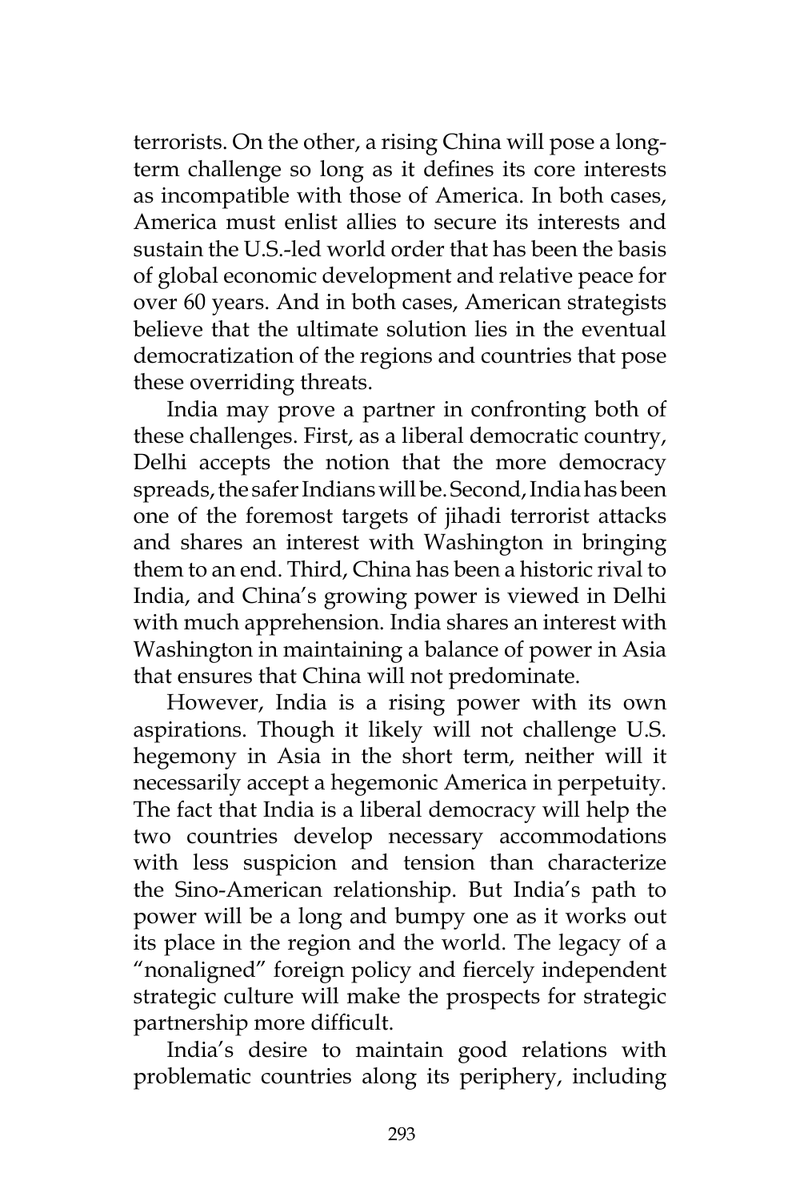terrorists. On the other, a rising China will pose a long-term challenge so long as it defines its core interests as incompatible with those of America. In both cases, America must enlist allies to secure its interests and sustain the U.S.-led world order that has been the basis of global economic development and relative peace for over 60 years. And in both cases, American strategists believe that the ultimate solution lies in the eventual democratization of the regions and countries that pose these overriding threats.

India may prove a partner in confronting both of these challenges. First, as a liberal democratic country, Delhi accepts the notion that the more democracy spreads, the safer Indians will be. Second, India has been one of the foremost targets of jihadi terrorist attacks and shares an interest with Washington in bringing them to an end. Third, China has been a historic rival to India, and China's growing power is viewed in Delhi with much apprehension. India shares an interest with Washington in maintaining a balance of power in Asia that ensures that China will not predominate.

However, India is a rising power with its own aspirations. Though it likely will not challenge U.S. hegemony in Asia in the short term, neither will it necessarily accept a hegemonic America in perpetuity. The fact that India is a liberal democracy will help the two countries develop necessary accommodations with less suspicion and tension than characterize the Sino-American relationship. But India's path to power will be a long and bumpy one as it works out its place in the region and the world. The legacy of a "nonaligned" foreign policy and fiercely independent strategic culture will make the prospects for strategic partnership more difficult.

India's desire to maintain good relations with problematic countries along its periphery, including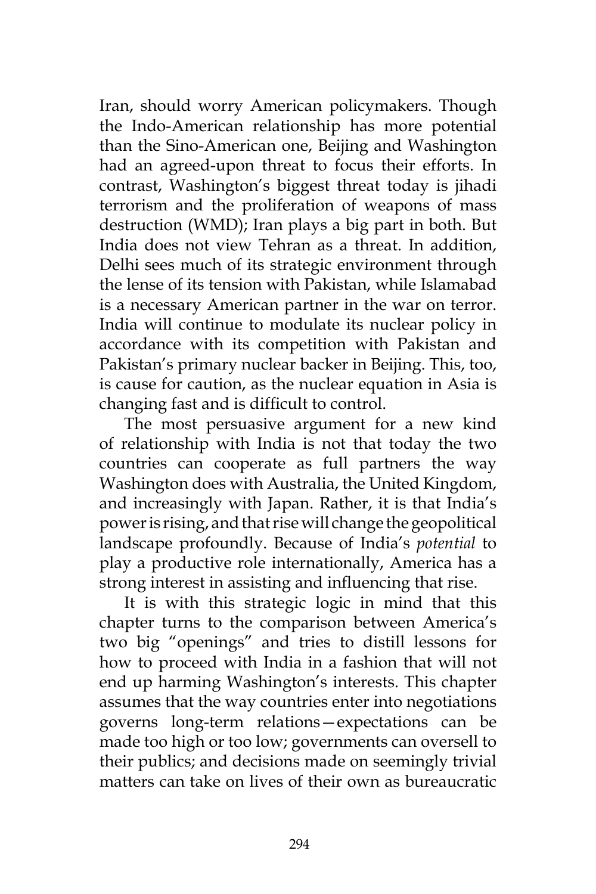Iran, should worry American policymakers. Though the Indo-American relationship has more potential than the Sino-American one, Beijing and Washington had an agreed-upon threat to focus their efforts. In contrast, Washington's biggest threat today is jihadi terrorism and the proliferation of weapons of mass destruction (WMD); Iran plays a big part in both. But India does not view Tehran as a threat. In addition, Delhi sees much of its strategic environment through the lense of its tension with Pakistan, while Islamabad is a necessary American partner in the war on terror. India will continue to modulate its nuclear policy in accordance with its competition with Pakistan and Pakistan's primary nuclear backer in Beijing. This, too, is cause for caution, as the nuclear equation in Asia is changing fast and is difficult to control.

The most persuasive argument for a new kind of relationship with India is not that today the two countries can cooperate as full partners the way Washington does with Australia, the United Kingdom, and increasingly with Japan. Rather, it is that India's power is rising, and that rise will change the geopolitical landscape profoundly. Because of India's *potential* to play a productive role internationally, America has a strong interest in assisting and influencing that rise.

It is with this strategic logic in mind that this chapter turns to the comparison between America's two big "openings" and tries to distill lessons for how to proceed with India in a fashion that will not end up harming Washington's interests. This chapter assumes that the way countries enter into negotiations governs long-term relations—expectations can be made too high or too low; governments can oversell to their publics; and decisions made on seemingly trivial matters can take on lives of their own as bureaucratic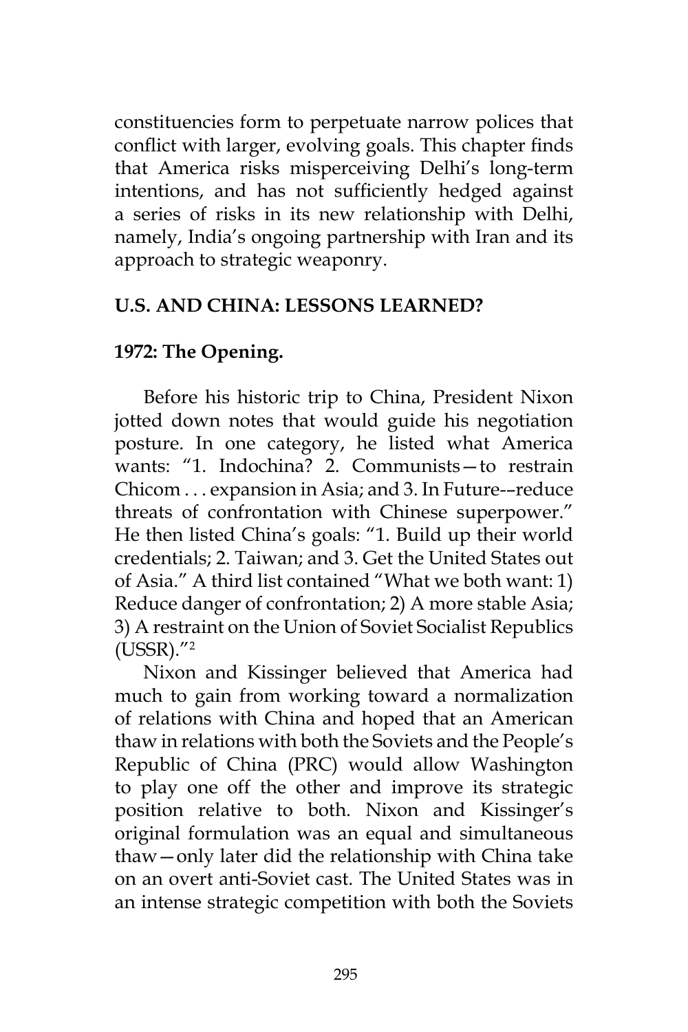constituencies form to perpetuate narrow polices that conflict with larger, evolving goals. This chapter finds that America risks misperceiving Delhi's long-term intentions, and has not sufficiently hedged against a series of risks in its new relationship with Delhi, namely, India's ongoing partnership with Iran and its approach to strategic weaponry.

## U.S. AND CHINA: LESSONS LEARNED?

### 1972: The Opening.

Before his historic trip to China, President Nixon jotted down notes that would guide his negotiation posture. In one category, he listed what America wants: "1. Indochina? 2. Communists—to restrain Chicom . . . expansion in Asia; and 3. In Future-–reduce threats of confrontation with Chinese superpower." He then listed China's goals: "1. Build up their world credentials; 2. Taiwan; and 3. Get the United States out of Asia." A third list contained "What we both want: 1) Reduce danger of confrontation; 2) A more stable Asia; 3) A restraint on the Union of Soviet Socialist Republics (USSR)."[2]

Nixon and Kissinger believed that America had much to gain from working toward a normalization of relations with China and hoped that an American thaw in relations with both the Soviets and the People's Republic of China (PRC) would allow Washington to play one off the other and improve its strategic position relative to both. Nixon and Kissinger's original formulation was an equal and simultaneous thaw—only later did the relationship with China take on an overt anti-Soviet cast. The United States was in an intense strategic competition with both the Soviets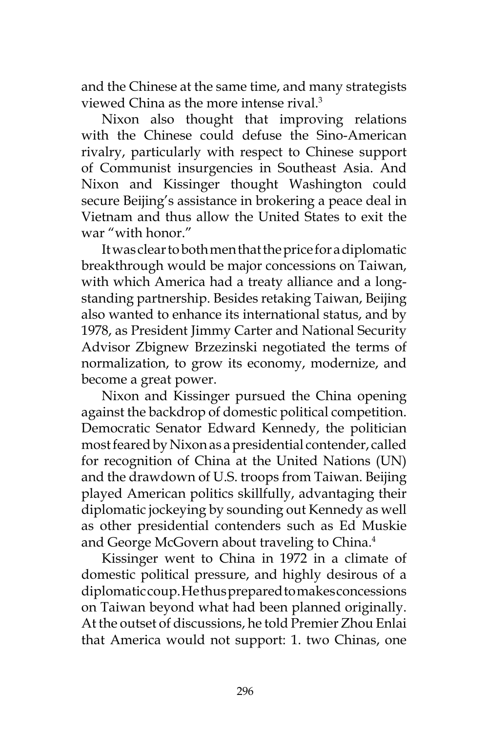and the Chinese at the same time, and many strategists viewed China as the more intense rival.[3]

Nixon also thought that improving relations with the Chinese could defuse the Sino-American rivalry, particularly with respect to Chinese support of Communist insurgencies in Southeast Asia. And Nixon and Kissinger thought Washington could secure Beijing's assistance in brokering a peace deal in Vietnam and thus allow the United States to exit the war "with honor."

It was clear to both men that the price for a diplomatic breakthrough would be major concessions on Taiwan, with which America had a treaty alliance and a long-standing partnership. Besides retaking Taiwan, Beijing also wanted to enhance its international status, and by 1978, as President Jimmy Carter and National Security Advisor Zbignew Brzezinski negotiated the terms of normalization, to grow its economy, modernize, and become a great power.

Nixon and Kissinger pursued the China opening against the backdrop of domestic political competition. Democratic Senator Edward Kennedy, the politician most feared by Nixon as a presidential contender, called for recognition of China at the United Nations (UN) and the drawdown of U.S. troops from Taiwan. Beijing played American politics skillfully, advantaging their diplomatic jockeying by sounding out Kennedy as well as other presidential contenders such as Ed Muskie and George McGovern about traveling to China.[4]

Kissinger went to China in 1972 in a climate of domestic political pressure, and highly desirous of a diplomatic coup. He thus prepared to makes concessions on Taiwan beyond what had been planned originally. At the outset of discussions, he told Premier Zhou Enlai that America would not support: 1. two Chinas, one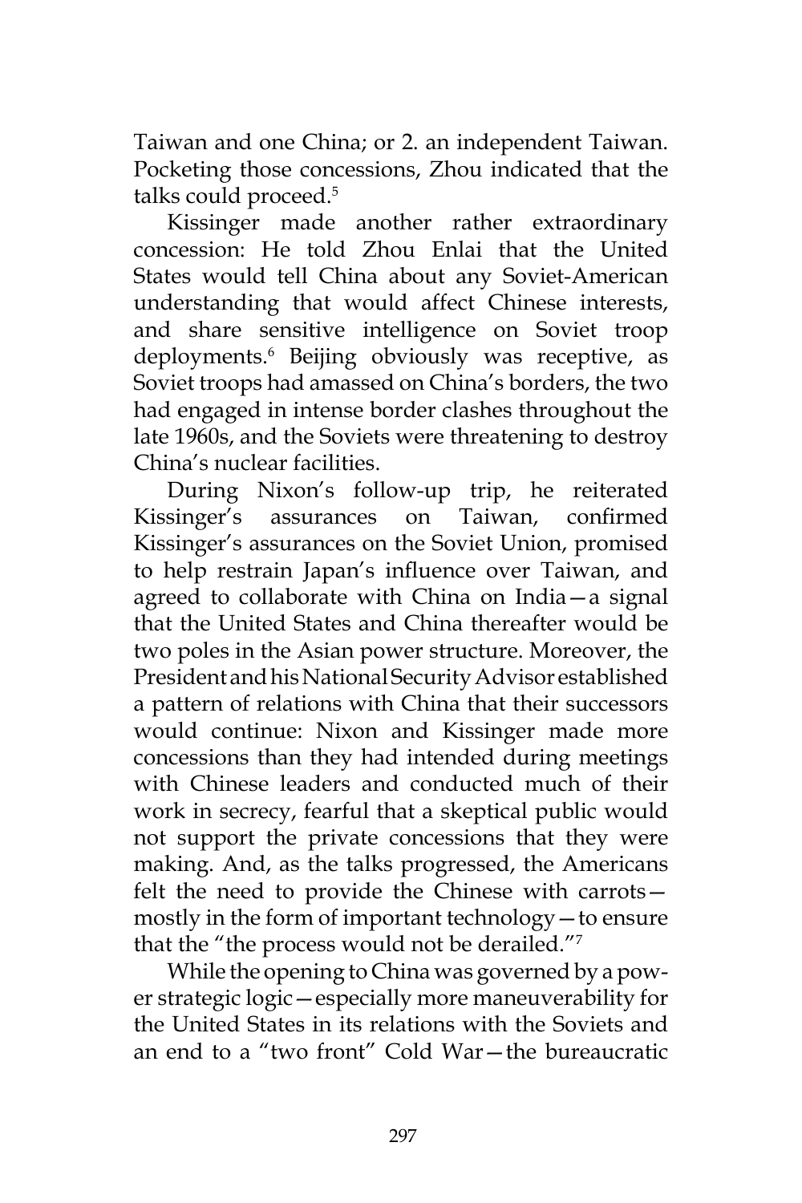Taiwan and one China; or 2. an independent Taiwan. Pocketing those concessions, Zhou indicated that the talks could proceed.[5]

Kissinger made another rather extraordinary concession: He told Zhou Enlai that the United States would tell China about any Soviet-American understanding that would affect Chinese interests, and share sensitive intelligence on Soviet troop deployments.[6] Beijing obviously was receptive, as Soviet troops had amassed on China's borders, the two had engaged in intense border clashes throughout the late 1960s, and the Soviets were threatening to destroy China's nuclear facilities.

During Nixon's follow-up trip, he reiterated Kissinger's assurances on Taiwan, confirmed Kissinger's assurances on the Soviet Union, promised to help restrain Japan's influence over Taiwan, and agreed to collaborate with China on India—a signal that the United States and China thereafter would be two poles in the Asian power structure. Moreover, the President and his National Security Advisor established a pattern of relations with China that their successors would continue: Nixon and Kissinger made more concessions than they had intended during meetings with Chinese leaders and conducted much of their work in secrecy, fearful that a skeptical public would not support the private concessions that they were making. And, as the talks progressed, the Americans felt the need to provide the Chinese with carrots—mostly in the form of important technology—to ensure that the "the process would not be derailed."[7]

While the opening to China was governed by a power strategic logic—especially more maneuverability for the United States in its relations with the Soviets and an end to a "two front" Cold War—the bureaucratic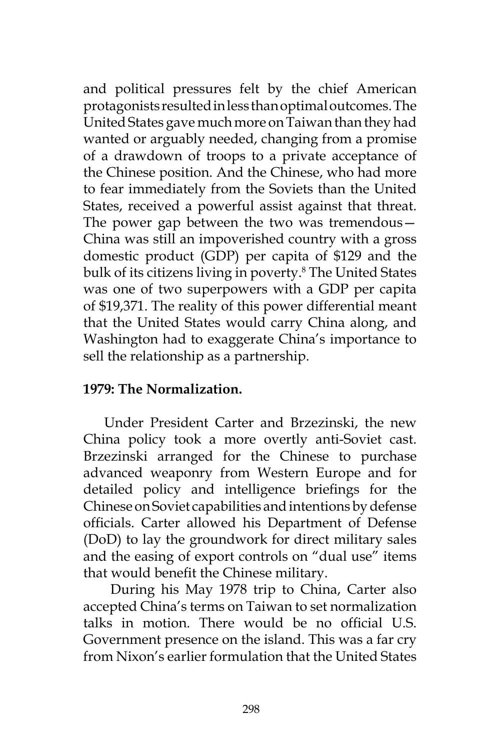and political pressures felt by the chief American protagonists resulted in less than optimal outcomes. The United States gave much more on Taiwan than they had wanted or arguably needed, changing from a promise of a drawdown of troops to a private acceptance of the Chinese position. And the Chinese, who had more to fear immediately from the Soviets than the United States, received a powerful assist against that threat. The power gap between the two was tremendous—China was still an impoverished country with a gross domestic product (GDP) per capita of $129 and the bulk of its citizens living in poverty.[8] The United States was one of two superpowers with a GDP per capita of $19,371. The reality of this power differential meant that the United States would carry China along, and Washington had to exaggerate China's importance to sell the relationship as a partnership.

**1979: The Normalization.**

Under President Carter and Brzezinski, the new China policy took a more overtly anti-Soviet cast. Brzezinski arranged for the Chinese to purchase advanced weaponry from Western Europe and for detailed policy and intelligence briefings for the Chinese on Soviet capabilities and intentions by defense officials. Carter allowed his Department of Defense (DoD) to lay the groundwork for direct military sales and the easing of export controls on "dual use" items that would benefit the Chinese military.

During his May 1978 trip to China, Carter also accepted China's terms on Taiwan to set normalization talks in motion. There would be no official U.S. Government presence on the island. This was a far cry from Nixon's earlier formulation that the United States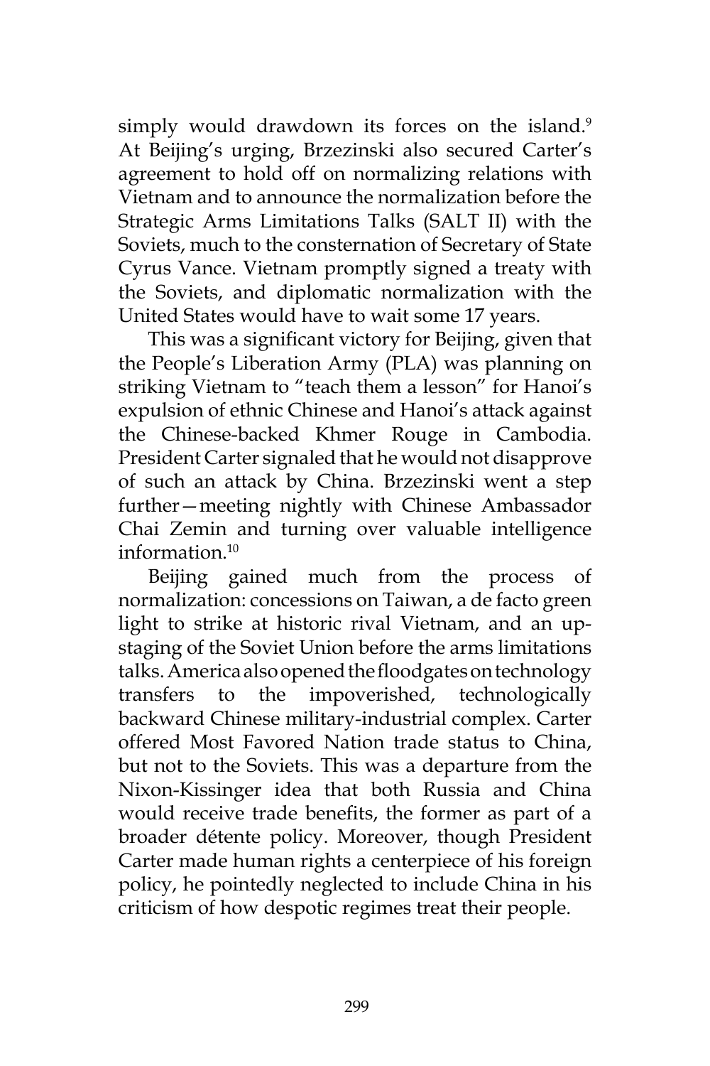simply would drawdown its forces on the island.[9] At Beijing's urging, Brzezinski also secured Carter's agreement to hold off on normalizing relations with Vietnam and to announce the normalization before the Strategic Arms Limitations Talks (SALT II) with the Soviets, much to the consternation of Secretary of State Cyrus Vance. Vietnam promptly signed a treaty with the Soviets, and diplomatic normalization with the United States would have to wait some 17 years.

This was a significant victory for Beijing, given that the People's Liberation Army (PLA) was planning on striking Vietnam to "teach them a lesson" for Hanoi's expulsion of ethnic Chinese and Hanoi's attack against the Chinese-backed Khmer Rouge in Cambodia. President Carter signaled that he would not disapprove of such an attack by China. Brzezinski went a step further—meeting nightly with Chinese Ambassador Chai Zemin and turning over valuable intelligence information.[10]

Beijing gained much from the process of normalization: concessions on Taiwan, a de facto green light to strike at historic rival Vietnam, and an up-staging of the Soviet Union before the arms limitations talks. America also opened the floodgates on technology transfers to the impoverished, technologically backward Chinese military-industrial complex. Carter offered Most Favored Nation trade status to China, but not to the Soviets. This was a departure from the Nixon-Kissinger idea that both Russia and China would receive trade benefits, the former as part of a broader détente policy. Moreover, though President Carter made human rights a centerpiece of his foreign policy, he pointedly neglected to include China in his criticism of how despotic regimes treat their people.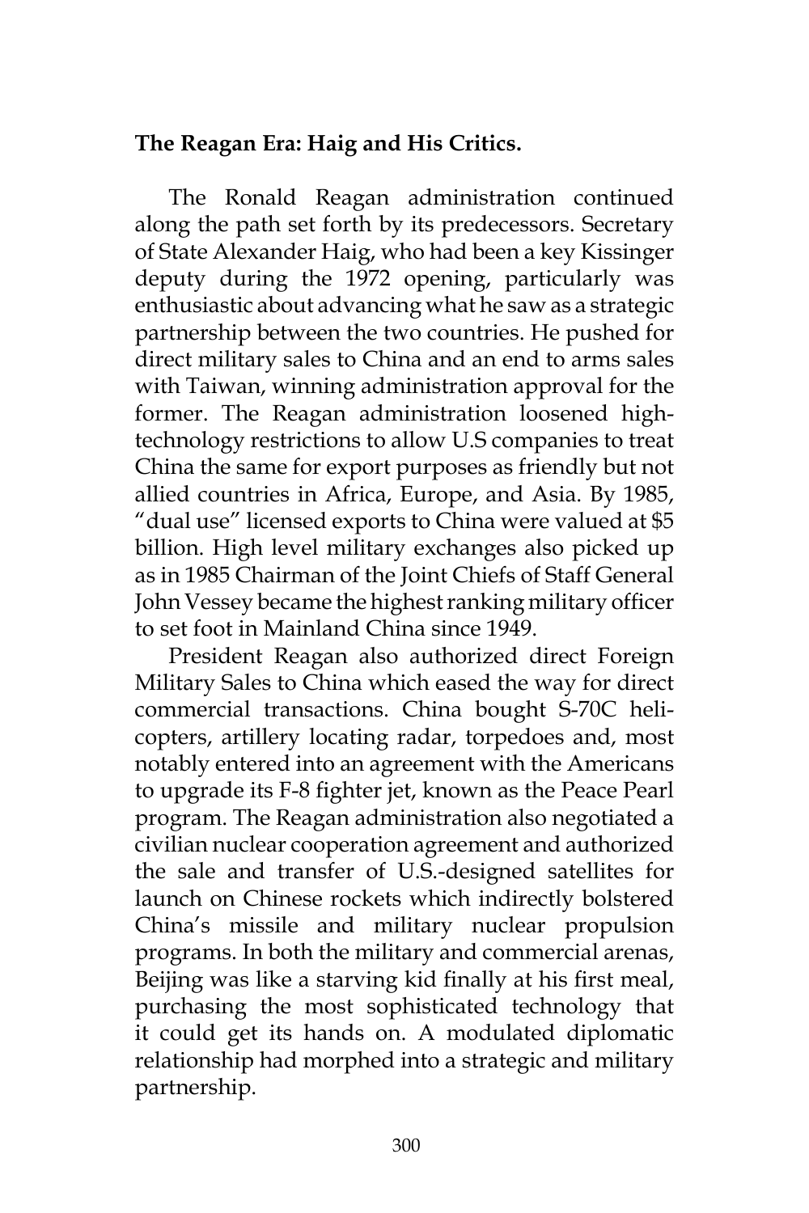**The Reagan Era: Haig and His Critics.**

The Ronald Reagan administration continued along the path set forth by its predecessors. Secretary of State Alexander Haig, who had been a key Kissinger deputy during the 1972 opening, particularly was enthusiastic about advancing what he saw as a strategic partnership between the two countries. He pushed for direct military sales to China and an end to arms sales with Taiwan, winning administration approval for the former. The Reagan administration loosened high-technology restrictions to allow U.S companies to treat China the same for export purposes as friendly but not allied countries in Africa, Europe, and Asia. By 1985, "dual use" licensed exports to China were valued at $5 billion. High level military exchanges also picked up as in 1985 Chairman of the Joint Chiefs of Staff General John Vessey became the highest ranking military officer to set foot in Mainland China since 1949.

President Reagan also authorized direct Foreign Military Sales to China which eased the way for direct commercial transactions. China bought S-70C helicopters, artillery locating radar, torpedoes and, most notably entered into an agreement with the Americans to upgrade its F-8 fighter jet, known as the Peace Pearl program. The Reagan administration also negotiated a civilian nuclear cooperation agreement and authorized the sale and transfer of U.S.-designed satellites for launch on Chinese rockets which indirectly bolstered China's missile and military nuclear propulsion programs. In both the military and commercial arenas, Beijing was like a starving kid finally at his first meal, purchasing the most sophisticated technology that it could get its hands on. A modulated diplomatic relationship had morphed into a strategic and military partnership.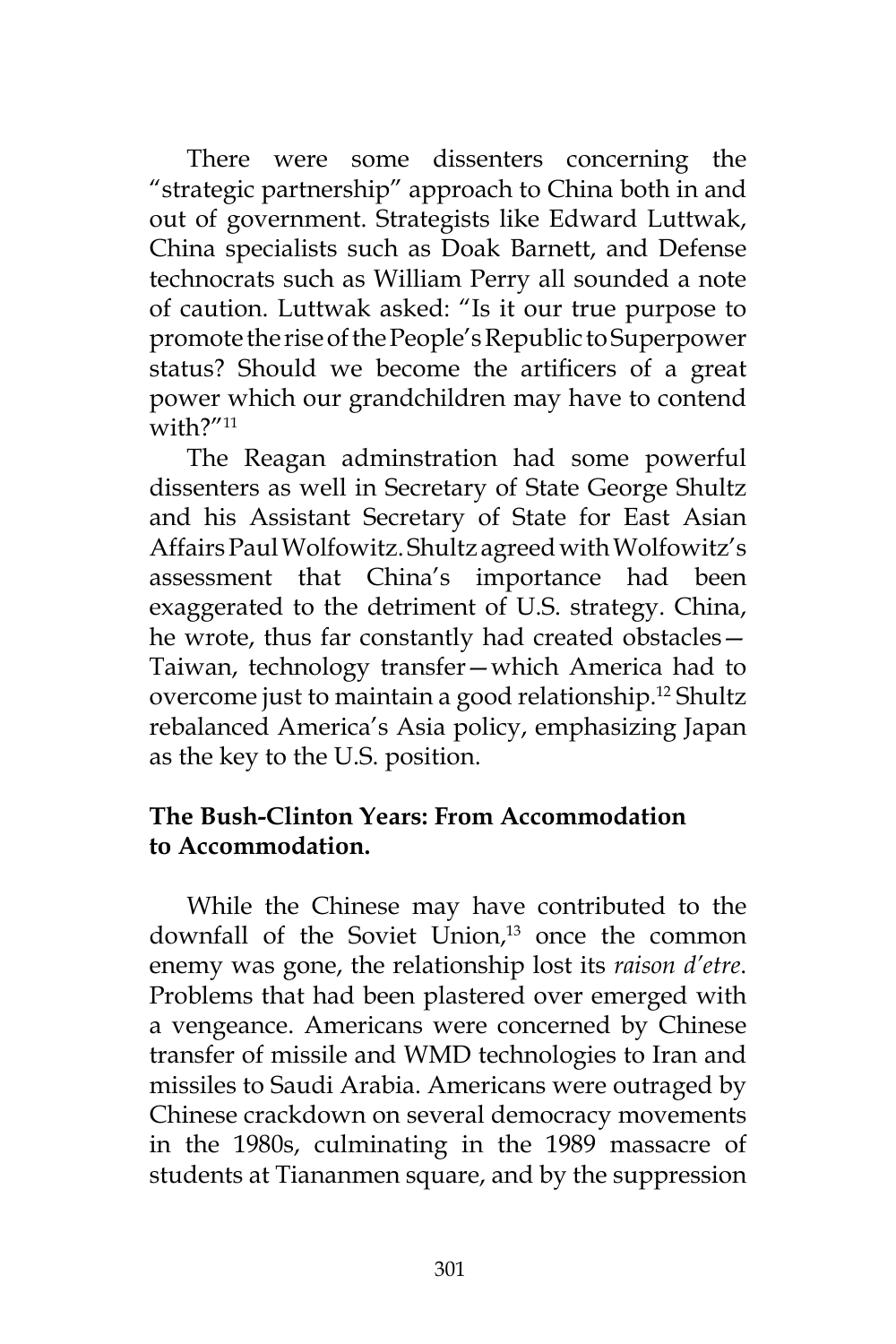There were some dissenters concerning the "strategic partnership" approach to China both in and out of government. Strategists like Edward Luttwak, China specialists such as Doak Barnett, and Defense technocrats such as William Perry all sounded a note of caution. Luttwak asked: "Is it our true purpose to promote the rise of the People's Republic to Superpower status? Should we become the artificers of a great power which our grandchildren may have to contend with?"[11]

The Reagan adminstration had some powerful dissenters as well in Secretary of State George Shultz and his Assistant Secretary of State for East Asian Affairs Paul Wolfowitz. Shultz agreed with Wolfowitz's assessment that China's importance had been exaggerated to the detriment of U.S. strategy. China, he wrote, thus far constantly had created obstacles—Taiwan, technology transfer—which America had to overcome just to maintain a good relationship.[12] Shultz rebalanced America's Asia policy, emphasizing Japan as the key to the U.S. position.

**The Bush-Clinton Years: From Accommodation to Accommodation.**

While the Chinese may have contributed to the downfall of the Soviet Union,[13] once the common enemy was gone, the relationship lost its *raison d'etre*. Problems that had been plastered over emerged with a vengeance. Americans were concerned by Chinese transfer of missile and WMD technologies to Iran and missiles to Saudi Arabia. Americans were outraged by Chinese crackdown on several democracy movements in the 1980s, culminating in the 1989 massacre of students at Tiananmen square, and by the suppression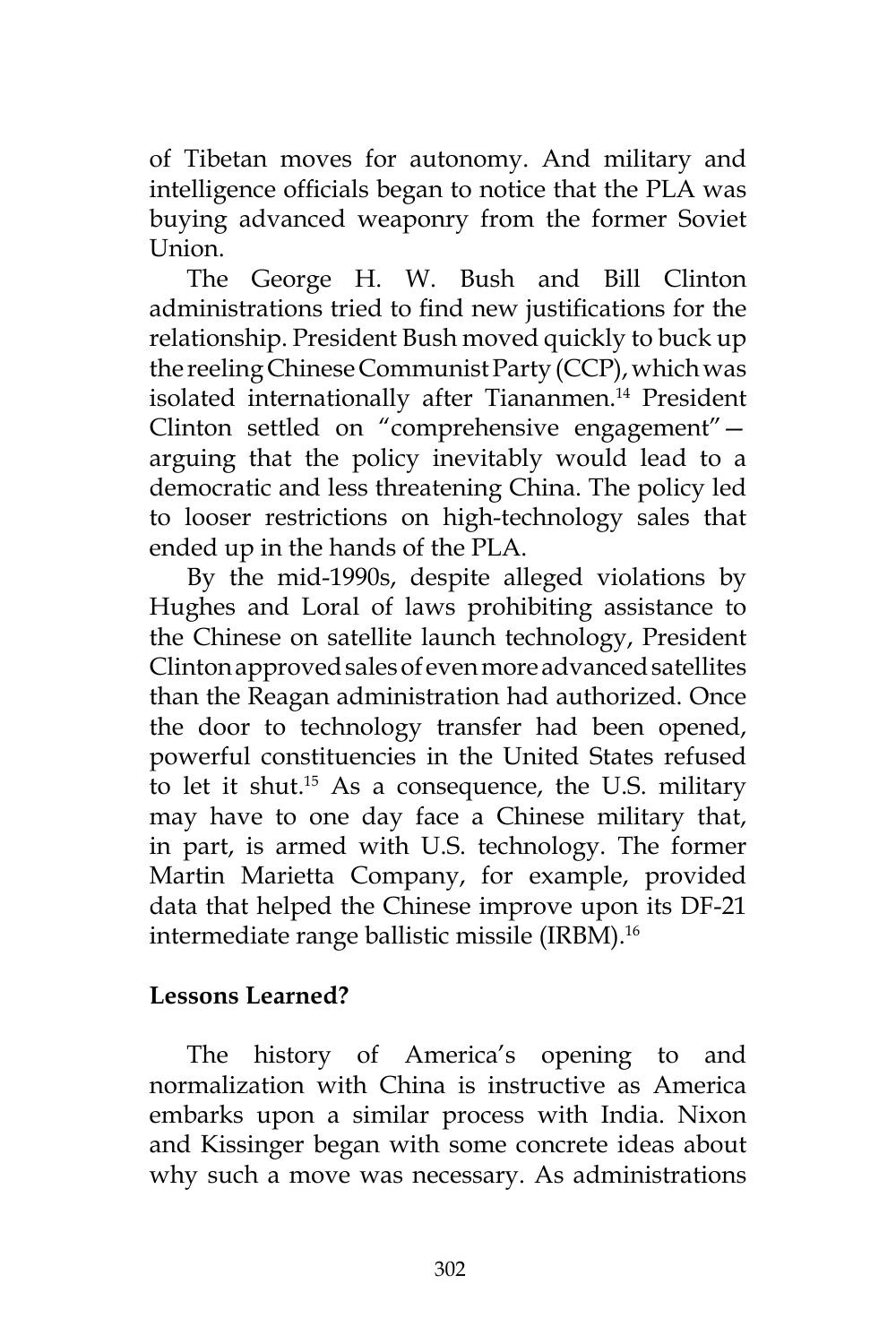of Tibetan moves for autonomy. And military and intelligence officials began to notice that the PLA was buying advanced weaponry from the former Soviet Union.

The George H. W. Bush and Bill Clinton administrations tried to find new justifications for the relationship. President Bush moved quickly to buck up the reeling Chinese Communist Party (CCP), which was isolated internationally after Tiananmen.[14] President Clinton settled on "comprehensive engagement"—arguing that the policy inevitably would lead to a democratic and less threatening China. The policy led to looser restrictions on high-technology sales that ended up in the hands of the PLA.

By the mid-1990s, despite alleged violations by Hughes and Loral of laws prohibiting assistance to the Chinese on satellite launch technology, President Clinton approved sales of even more advanced satellites than the Reagan administration had authorized. Once the door to technology transfer had been opened, powerful constituencies in the United States refused to let it shut.[15] As a consequence, the U.S. military may have to one day face a Chinese military that, in part, is armed with U.S. technology. The former Martin Marietta Company, for example, provided data that helped the Chinese improve upon its DF-21 intermediate range ballistic missile (IRBM).[16]

**Lessons Learned?**

The history of America's opening to and normalization with China is instructive as America embarks upon a similar process with India. Nixon and Kissinger began with some concrete ideas about why such a move was necessary. As administrations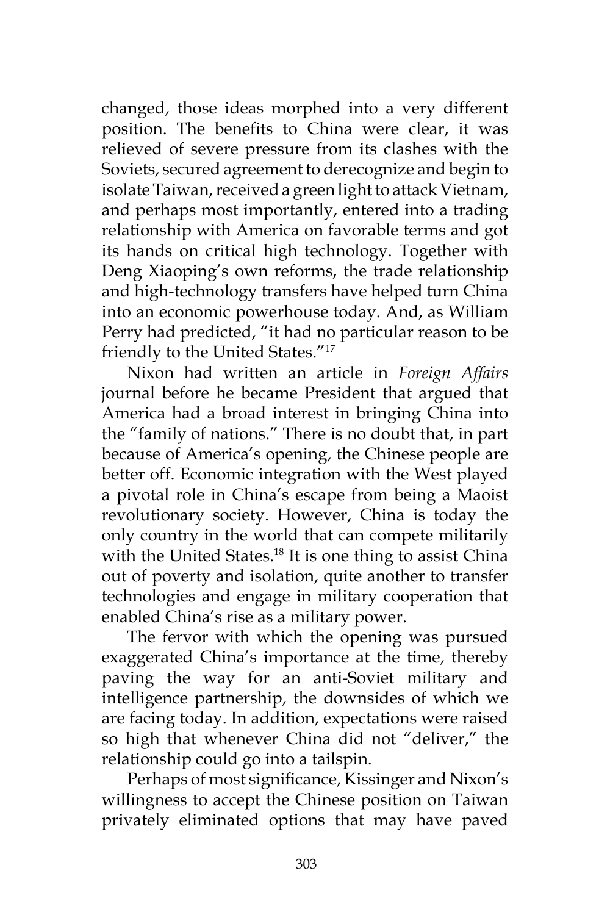changed, those ideas morphed into a very different position. The benefits to China were clear, it was relieved of severe pressure from its clashes with the Soviets, secured agreement to derecognize and begin to isolate Taiwan, received a green light to attack Vietnam, and perhaps most importantly, entered into a trading relationship with America on favorable terms and got its hands on critical high technology. Together with Deng Xiaoping's own reforms, the trade relationship and high-technology transfers have helped turn China into an economic powerhouse today. And, as William Perry had predicted, "it had no particular reason to be friendly to the United States."[17]

Nixon had written an article in *Foreign Affairs* journal before he became President that argued that America had a broad interest in bringing China into the "family of nations." There is no doubt that, in part because of America's opening, the Chinese people are better off. Economic integration with the West played a pivotal role in China's escape from being a Maoist revolutionary society. However, China is today the only country in the world that can compete militarily with the United States.[18] It is one thing to assist China out of poverty and isolation, quite another to transfer technologies and engage in military cooperation that enabled China's rise as a military power.

The fervor with which the opening was pursued exaggerated China's importance at the time, thereby paving the way for an anti-Soviet military and intelligence partnership, the downsides of which we are facing today. In addition, expectations were raised so high that whenever China did not "deliver," the relationship could go into a tailspin.

Perhaps of most significance, Kissinger and Nixon's willingness to accept the Chinese position on Taiwan privately eliminated options that may have paved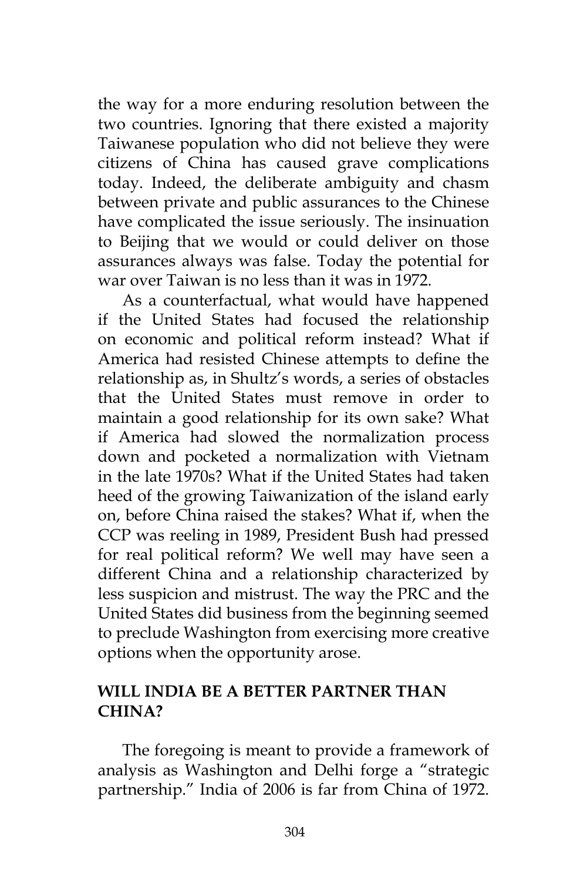the way for a more enduring resolution between the two countries. Ignoring that there existed a majority Taiwanese population who did not believe they were citizens of China has caused grave complications today. Indeed, the deliberate ambiguity and chasm between private and public assurances to the Chinese have complicated the issue seriously. The insinuation to Beijing that we would or could deliver on those assurances always was false. Today the potential for war over Taiwan is no less than it was in 1972.

As a counterfactual, what would have happened if the United States had focused the relationship on economic and political reform instead? What if America had resisted Chinese attempts to define the relationship as, in Shultz's words, a series of obstacles that the United States must remove in order to maintain a good relationship for its own sake? What if America had slowed the normalization process down and pocketed a normalization with Vietnam in the late 1970s? What if the United States had taken heed of the growing Taiwanization of the island early on, before China raised the stakes? What if, when the CCP was reeling in 1989, President Bush had pressed for real political reform? We well may have seen a different China and a relationship characterized by less suspicion and mistrust. The way the PRC and the United States did business from the beginning seemed to preclude Washington from exercising more creative options when the opportunity arose.

## WILL INDIA BE A BETTER PARTNER THAN CHINA?

The foregoing is meant to provide a framework of analysis as Washington and Delhi forge a "strategic partnership." India of 2006 is far from China of 1972.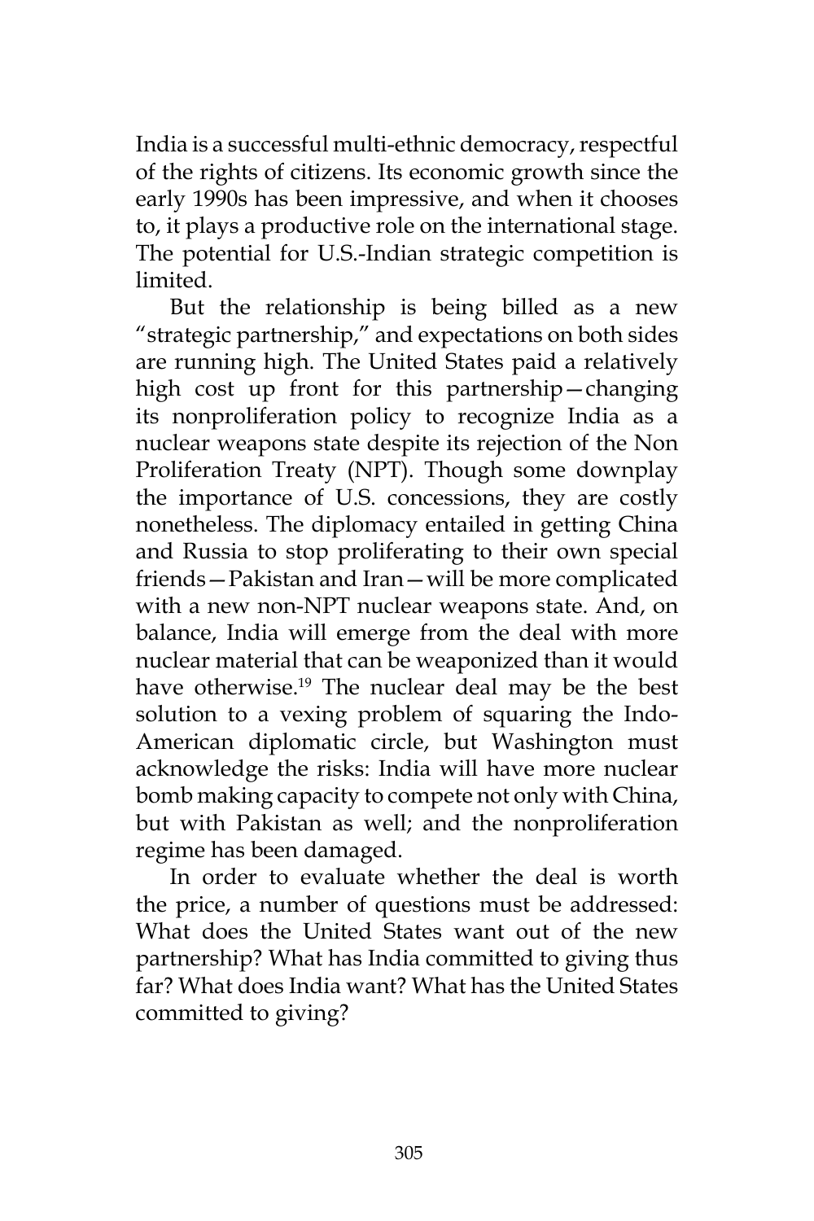India is a successful multi-ethnic democracy, respectful of the rights of citizens. Its economic growth since the early 1990s has been impressive, and when it chooses to, it plays a productive role on the international stage. The potential for U.S.-Indian strategic competition is limited.

But the relationship is being billed as a new "strategic partnership," and expectations on both sides are running high. The United States paid a relatively high cost up front for this partnership—changing its nonproliferation policy to recognize India as a nuclear weapons state despite its rejection of the Non Proliferation Treaty (NPT). Though some downplay the importance of U.S. concessions, they are costly nonetheless. The diplomacy entailed in getting China and Russia to stop proliferating to their own special friends—Pakistan and Iran—will be more complicated with a new non-NPT nuclear weapons state. And, on balance, India will emerge from the deal with more nuclear material that can be weaponized than it would have otherwise.[19] The nuclear deal may be the best solution to a vexing problem of squaring the Indo-American diplomatic circle, but Washington must acknowledge the risks: India will have more nuclear bomb making capacity to compete not only with China, but with Pakistan as well; and the nonproliferation regime has been damaged.

In order to evaluate whether the deal is worth the price, a number of questions must be addressed: What does the United States want out of the new partnership? What has India committed to giving thus far? What does India want? What has the United States committed to giving?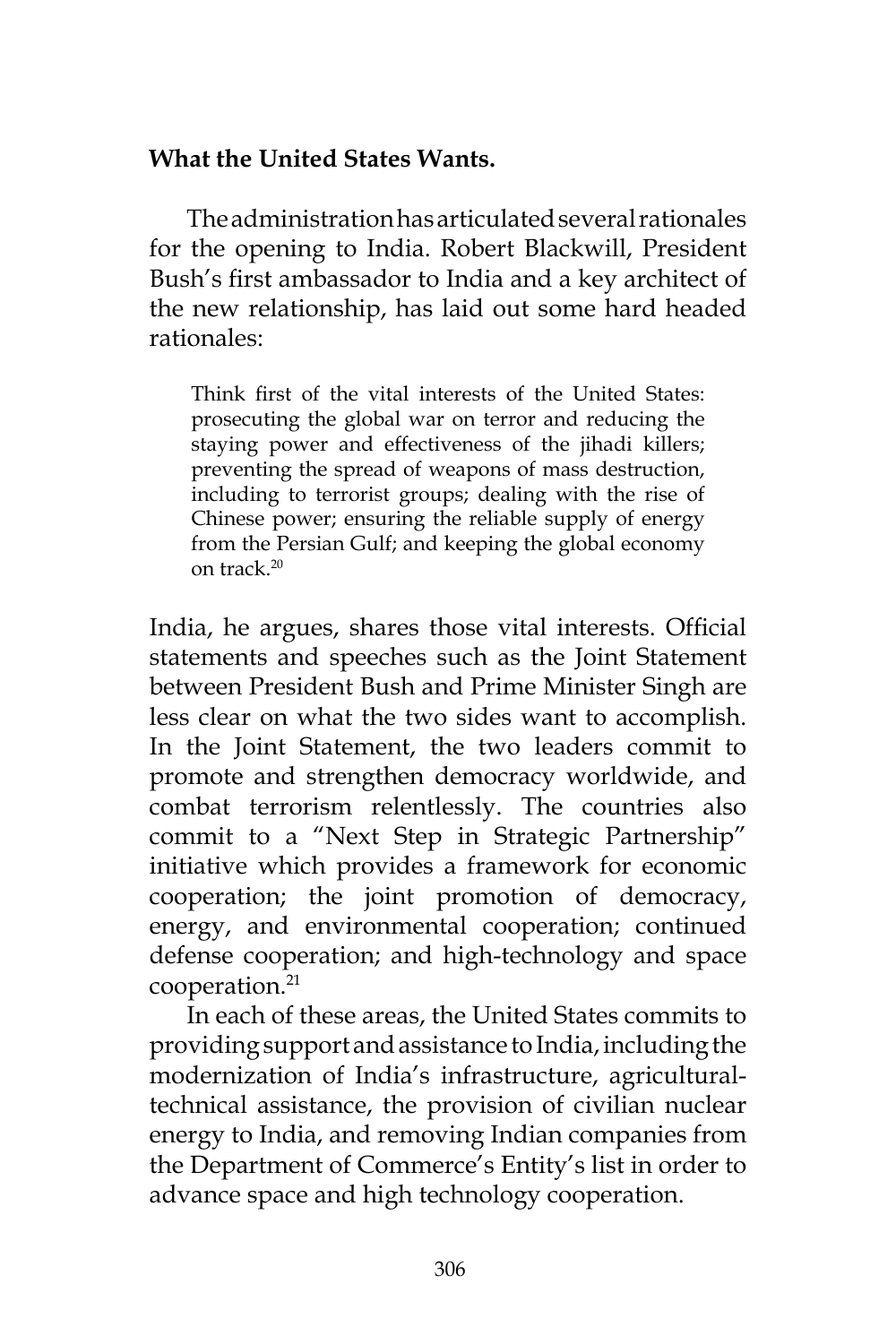### What the United States Wants.

The administration has articulated several rationales for the opening to India. Robert Blackwill, President Bush's first ambassador to India and a key architect of the new relationship, has laid out some hard headed rationales:

> Think first of the vital interests of the United States: prosecuting the global war on terror and reducing the staying power and effectiveness of the jihadi killers; preventing the spread of weapons of mass destruction, including to terrorist groups; dealing with the rise of Chinese power; ensuring the reliable supply of energy from the Persian Gulf; and keeping the global economy on track.[20]

India, he argues, shares those vital interests. Official statements and speeches such as the Joint Statement between President Bush and Prime Minister Singh are less clear on what the two sides want to accomplish. In the Joint Statement, the two leaders commit to promote and strengthen democracy worldwide, and combat terrorism relentlessly. The countries also commit to a "Next Step in Strategic Partnership" initiative which provides a framework for economic cooperation; the joint promotion of democracy, energy, and environmental cooperation; continued defense cooperation; and high-technology and space cooperation.[21]

In each of these areas, the United States commits to providing support and assistance to India, including the modernization of India's infrastructure, agricultural-technical assistance, the provision of civilian nuclear energy to India, and removing Indian companies from the Department of Commerce's Entity's list in order to advance space and high technology cooperation.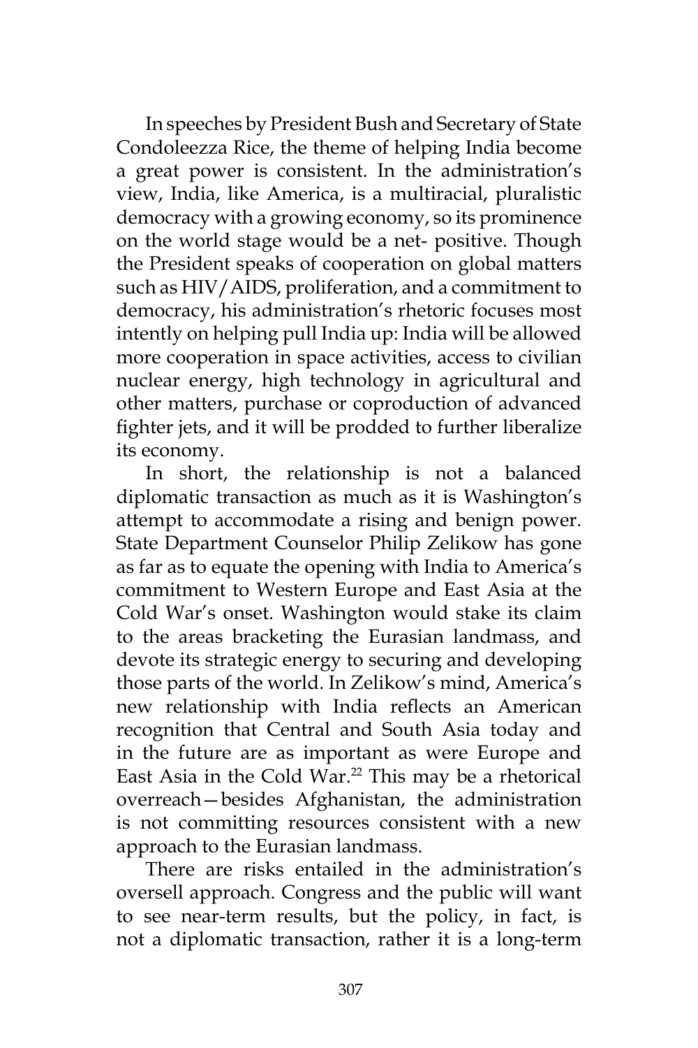In speeches by President Bush and Secretary of State Condoleezza Rice, the theme of helping India become a great power is consistent. In the administration's view, India, like America, is a multiracial, pluralistic democracy with a growing economy, so its prominence on the world stage would be a net- positive. Though the President speaks of cooperation on global matters such as HIV/AIDS, proliferation, and a commitment to democracy, his administration's rhetoric focuses most intently on helping pull India up: India will be allowed more cooperation in space activities, access to civilian nuclear energy, high technology in agricultural and other matters, purchase or coproduction of advanced fighter jets, and it will be prodded to further liberalize its economy.

In short, the relationship is not a balanced diplomatic transaction as much as it is Washington's attempt to accommodate a rising and benign power. State Department Counselor Philip Zelikow has gone as far as to equate the opening with India to America's commitment to Western Europe and East Asia at the Cold War's onset. Washington would stake its claim to the areas bracketing the Eurasian landmass, and devote its strategic energy to securing and developing those parts of the world. In Zelikow's mind, America's new relationship with India reflects an American recognition that Central and South Asia today and in the future are as important as were Europe and East Asia in the Cold War.[22] This may be a rhetorical overreach—besides Afghanistan, the administration is not committing resources consistent with a new approach to the Eurasian landmass.

There are risks entailed in the administration's oversell approach. Congress and the public will want to see near-term results, but the policy, in fact, is not a diplomatic transaction, rather it is a long-term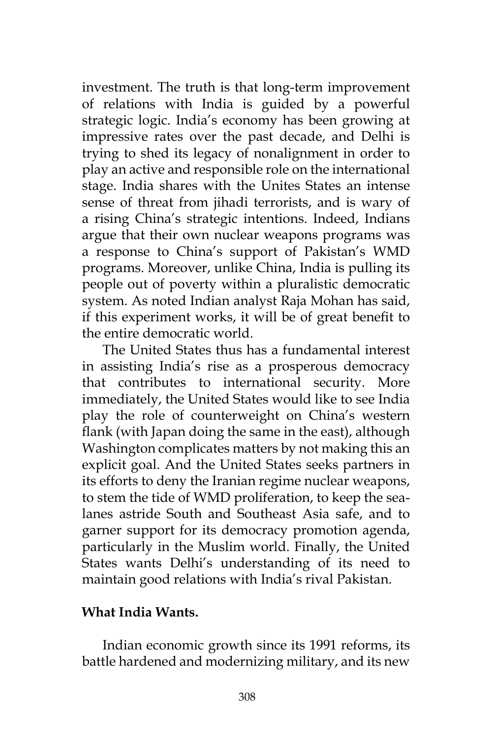investment. The truth is that long-term improvement of relations with India is guided by a powerful strategic logic. India's economy has been growing at impressive rates over the past decade, and Delhi is trying to shed its legacy of nonalignment in order to play an active and responsible role on the international stage. India shares with the Unites States an intense sense of threat from jihadi terrorists, and is wary of a rising China's strategic intentions. Indeed, Indians argue that their own nuclear weapons programs was a response to China's support of Pakistan's WMD programs. Moreover, unlike China, India is pulling its people out of poverty within a pluralistic democratic system. As noted Indian analyst Raja Mohan has said, if this experiment works, it will be of great benefit to the entire democratic world.

The United States thus has a fundamental interest in assisting India's rise as a prosperous democracy that contributes to international security. More immediately, the United States would like to see India play the role of counterweight on China's western flank (with Japan doing the same in the east), although Washington complicates matters by not making this an explicit goal. And the United States seeks partners in its efforts to deny the Iranian regime nuclear weapons, to stem the tide of WMD proliferation, to keep the sea-lanes astride South and Southeast Asia safe, and to garner support for its democracy promotion agenda, particularly in the Muslim world. Finally, the United States wants Delhi's understanding of its need to maintain good relations with India's rival Pakistan.

**What India Wants.**

Indian economic growth since its 1991 reforms, its battle hardened and modernizing military, and its new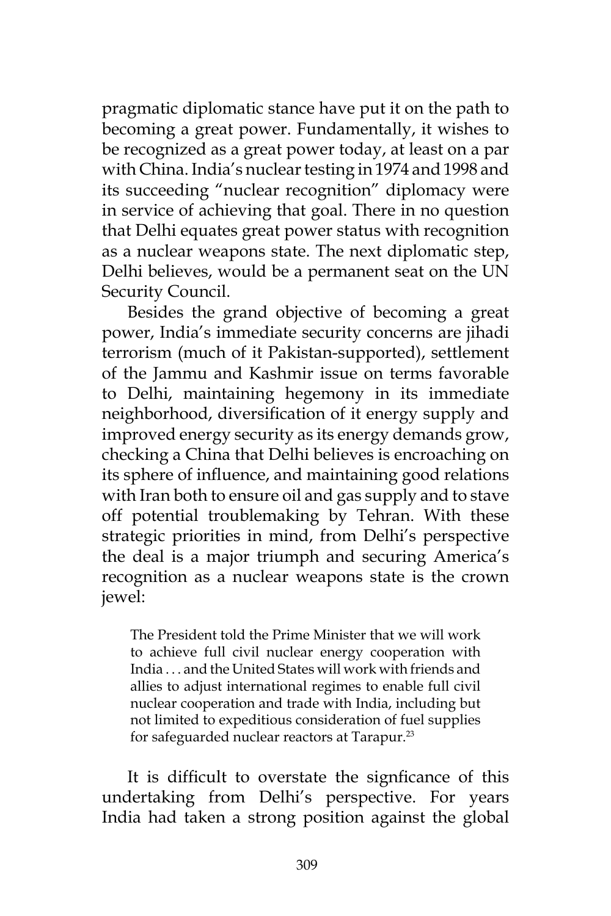pragmatic diplomatic stance have put it on the path to becoming a great power. Fundamentally, it wishes to be recognized as a great power today, at least on a par with China. India's nuclear testing in 1974 and 1998 and its succeeding "nuclear recognition" diplomacy were in service of achieving that goal. There in no question that Delhi equates great power status with recognition as a nuclear weapons state. The next diplomatic step, Delhi believes, would be a permanent seat on the UN Security Council.

Besides the grand objective of becoming a great power, India's immediate security concerns are jihadi terrorism (much of it Pakistan-supported), settlement of the Jammu and Kashmir issue on terms favorable to Delhi, maintaining hegemony in its immediate neighborhood, diversification of it energy supply and improved energy security as its energy demands grow, checking a China that Delhi believes is encroaching on its sphere of influence, and maintaining good relations with Iran both to ensure oil and gas supply and to stave off potential troublemaking by Tehran. With these strategic priorities in mind, from Delhi's perspective the deal is a major triumph and securing America's recognition as a nuclear weapons state is the crown jewel:

> The President told the Prime Minister that we will work to achieve full civil nuclear energy cooperation with India . . . and the United States will work with friends and allies to adjust international regimes to enable full civil nuclear cooperation and trade with India, including but not limited to expeditious consideration of fuel supplies for safeguarded nuclear reactors at Tarapur.[23]

It is difficult to overstate the signficance of this undertaking from Delhi's perspective. For years India had taken a strong position against the global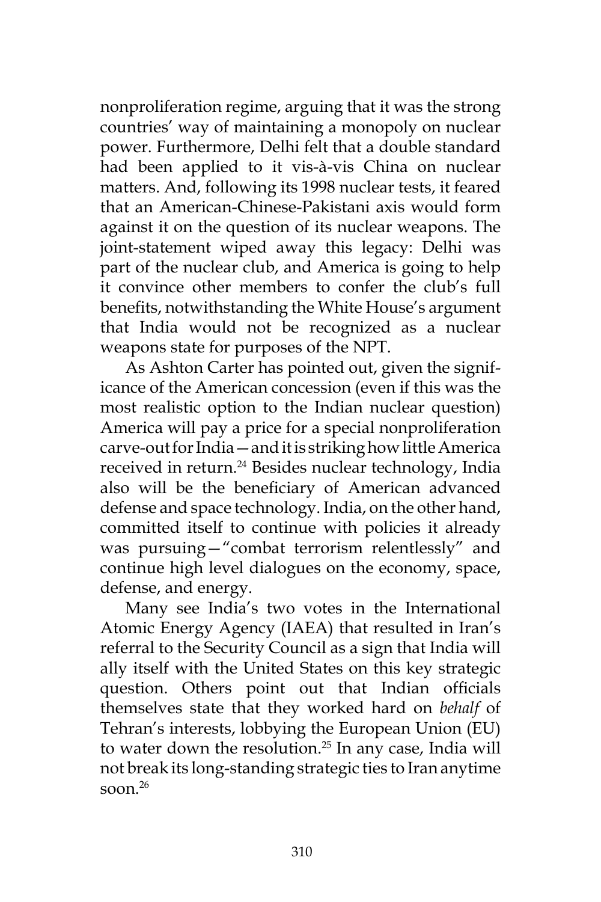nonproliferation regime, arguing that it was the strong countries' way of maintaining a monopoly on nuclear power. Furthermore, Delhi felt that a double standard had been applied to it vis-à-vis China on nuclear matters. And, following its 1998 nuclear tests, it feared that an American-Chinese-Pakistani axis would form against it on the question of its nuclear weapons. The joint-statement wiped away this legacy: Delhi was part of the nuclear club, and America is going to help it convince other members to confer the club's full benefits, notwithstanding the White House's argument that India would not be recognized as a nuclear weapons state for purposes of the NPT.

As Ashton Carter has pointed out, given the significance of the American concession (even if this was the most realistic option to the Indian nuclear question) America will pay a price for a special nonproliferation carve-out for India—and it is striking how little America received in return.[24] Besides nuclear technology, India also will be the beneficiary of American advanced defense and space technology. India, on the other hand, committed itself to continue with policies it already was pursuing—"combat terrorism relentlessly" and continue high level dialogues on the economy, space, defense, and energy.

Many see India's two votes in the International Atomic Energy Agency (IAEA) that resulted in Iran's referral to the Security Council as a sign that India will ally itself with the United States on this key strategic question. Others point out that Indian officials themselves state that they worked hard on *behalf* of Tehran's interests, lobbying the European Union (EU) to water down the resolution.[25] In any case, India will not break its long-standing strategic ties to Iran anytime soon.[26]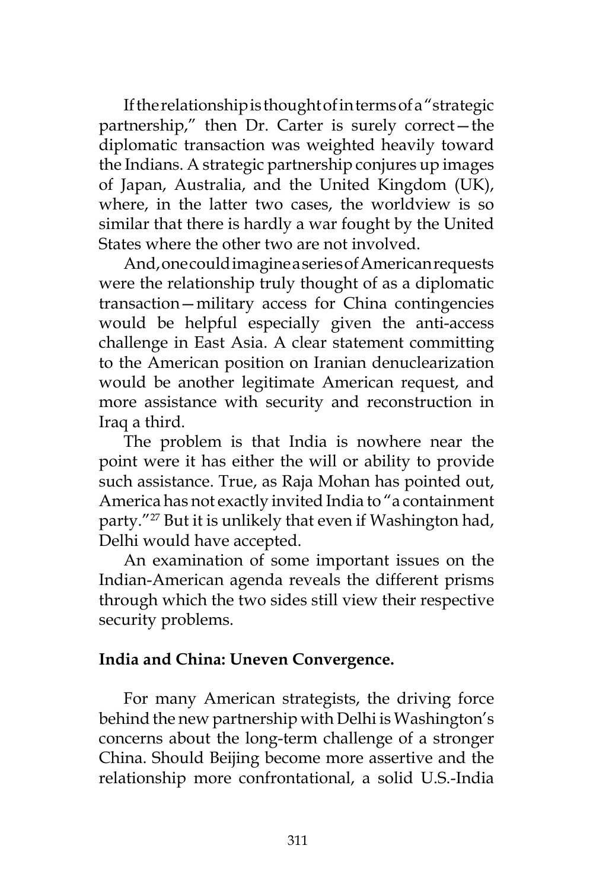If the relationship is thought of in terms of a "strategic partnership," then Dr. Carter is surely correct—the diplomatic transaction was weighted heavily toward the Indians. A strategic partnership conjures up images of Japan, Australia, and the United Kingdom (UK), where, in the latter two cases, the worldview is so similar that there is hardly a war fought by the United States where the other two are not involved.

And, one could imagine a series of American requests were the relationship truly thought of as a diplomatic transaction—military access for China contingencies would be helpful especially given the anti-access challenge in East Asia. A clear statement committing to the American position on Iranian denuclearization would be another legitimate American request, and more assistance with security and reconstruction in Iraq a third.

The problem is that India is nowhere near the point were it has either the will or ability to provide such assistance. True, as Raja Mohan has pointed out, America has not exactly invited India to "a containment party."[27] But it is unlikely that even if Washington had, Delhi would have accepted.

An examination of some important issues on the Indian-American agenda reveals the different prisms through which the two sides still view their respective security problems.

**India and China: Uneven Convergence.**

For many American strategists, the driving force behind the new partnership with Delhi is Washington's concerns about the long-term challenge of a stronger China. Should Beijing become more assertive and the relationship more confrontational, a solid U.S.-India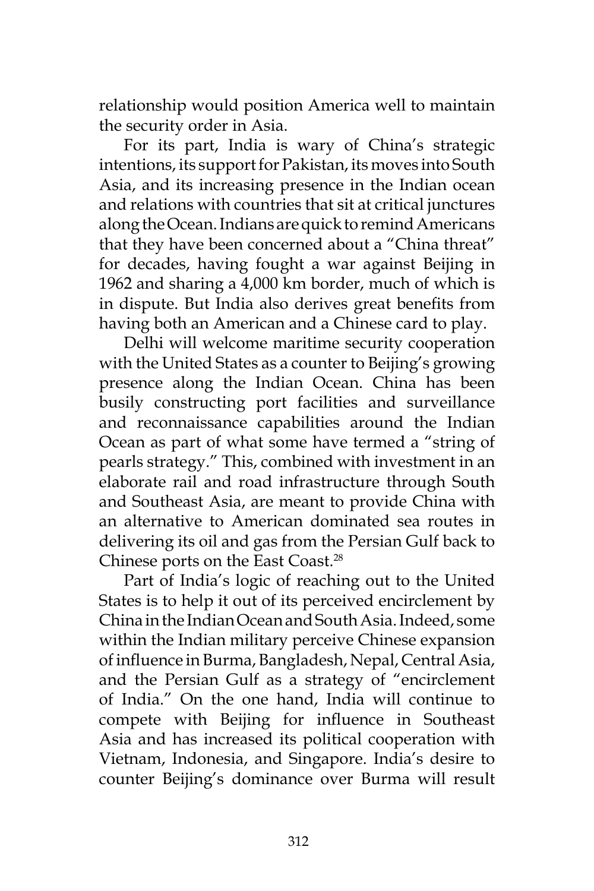relationship would position America well to maintain the security order in Asia.

For its part, India is wary of China's strategic intentions, its support for Pakistan, its moves into South Asia, and its increasing presence in the Indian ocean and relations with countries that sit at critical junctures along the Ocean. Indians are quick to remind Americans that they have been concerned about a "China threat" for decades, having fought a war against Beijing in 1962 and sharing a 4,000 km border, much of which is in dispute. But India also derives great benefits from having both an American and a Chinese card to play.

Delhi will welcome maritime security cooperation with the United States as a counter to Beijing's growing presence along the Indian Ocean. China has been busily constructing port facilities and surveillance and reconnaissance capabilities around the Indian Ocean as part of what some have termed a "string of pearls strategy." This, combined with investment in an elaborate rail and road infrastructure through South and Southeast Asia, are meant to provide China with an alternative to American dominated sea routes in delivering its oil and gas from the Persian Gulf back to Chinese ports on the East Coast.[28]

Part of India's logic of reaching out to the United States is to help it out of its perceived encirclement by China in the Indian Ocean and South Asia. Indeed, some within the Indian military perceive Chinese expansion of influence in Burma, Bangladesh, Nepal, Central Asia, and the Persian Gulf as a strategy of "encirclement of India." On the one hand, India will continue to compete with Beijing for influence in Southeast Asia and has increased its political cooperation with Vietnam, Indonesia, and Singapore. India's desire to counter Beijing's dominance over Burma will result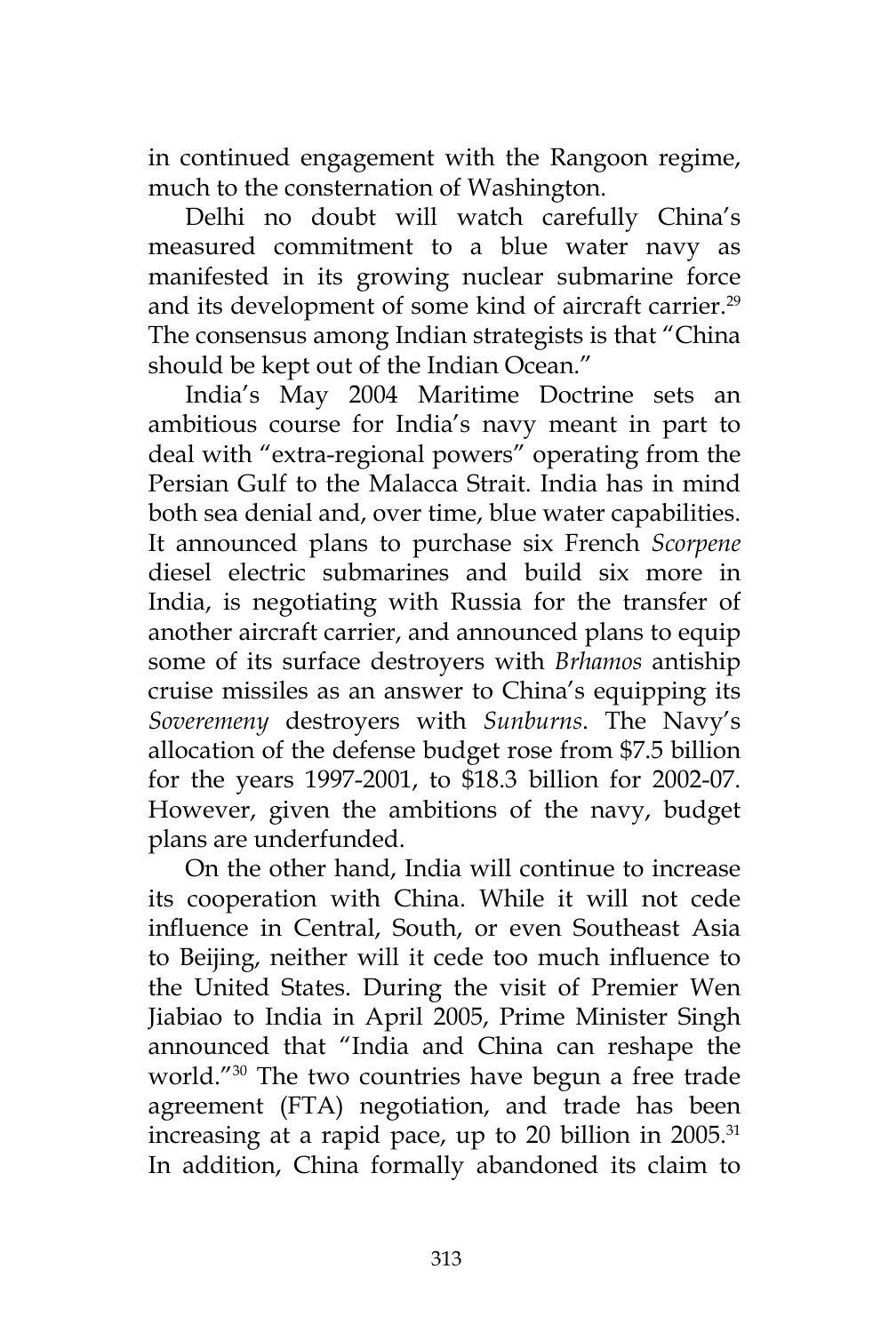in continued engagement with the Rangoon regime, much to the consternation of Washington.

Delhi no doubt will watch carefully China's measured commitment to a blue water navy as manifested in its growing nuclear submarine force and its development of some kind of aircraft carrier.[29] The consensus among Indian strategists is that "China should be kept out of the Indian Ocean."

India's May 2004 Maritime Doctrine sets an ambitious course for India's navy meant in part to deal with "extra-regional powers" operating from the Persian Gulf to the Malacca Strait. India has in mind both sea denial and, over time, blue water capabilities. It announced plans to purchase six French *Scorpene* diesel electric submarines and build six more in India, is negotiating with Russia for the transfer of another aircraft carrier, and announced plans to equip some of its surface destroyers with *Brhamos* antiship cruise missiles as an answer to China's equipping its *Soveremeny* destroyers with *Sunburns*. The Navy's allocation of the defense budget rose from $7.5 billion for the years 1997-2001, to $18.3 billion for 2002-07. However, given the ambitions of the navy, budget plans are underfunded.

On the other hand, India will continue to increase its cooperation with China. While it will not cede influence in Central, South, or even Southeast Asia to Beijing, neither will it cede too much influence to the United States. During the visit of Premier Wen Jiabiao to India in April 2005, Prime Minister Singh announced that "India and China can reshape the world."[30] The two countries have begun a free trade agreement (FTA) negotiation, and trade has been increasing at a rapid pace, up to 20 billion in 2005.[31] In addition, China formally abandoned its claim to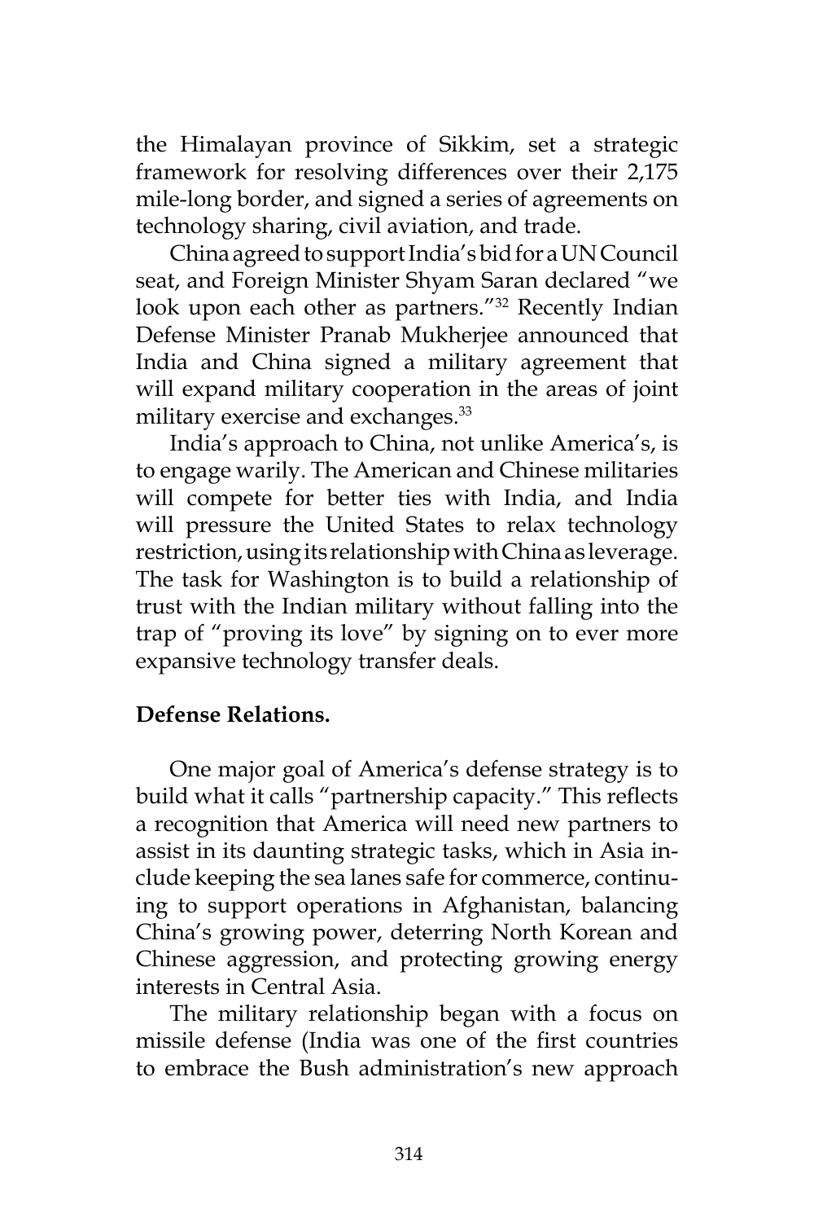the Himalayan province of Sikkim, set a strategic framework for resolving differences over their 2,175 mile-long border, and signed a series of agreements on technology sharing, civil aviation, and trade.

China agreed to support India's bid for a UN Council seat, and Foreign Minister Shyam Saran declared "we look upon each other as partners."[32] Recently Indian Defense Minister Pranab Mukherjee announced that India and China signed a military agreement that will expand military cooperation in the areas of joint military exercise and exchanges.[33]

India's approach to China, not unlike America's, is to engage warily. The American and Chinese militaries will compete for better ties with India, and India will pressure the United States to relax technology restriction, using its relationship with China as leverage. The task for Washington is to build a relationship of trust with the Indian military without falling into the trap of "proving its love" by signing on to ever more expansive technology transfer deals.

**Defense Relations.**

One major goal of America's defense strategy is to build what it calls "partnership capacity." This reflects a recognition that America will need new partners to assist in its daunting strategic tasks, which in Asia include keeping the sea lanes safe for commerce, continuing to support operations in Afghanistan, balancing China's growing power, deterring North Korean and Chinese aggression, and protecting growing energy interests in Central Asia.

The military relationship began with a focus on missile defense (India was one of the first countries to embrace the Bush administration's new approach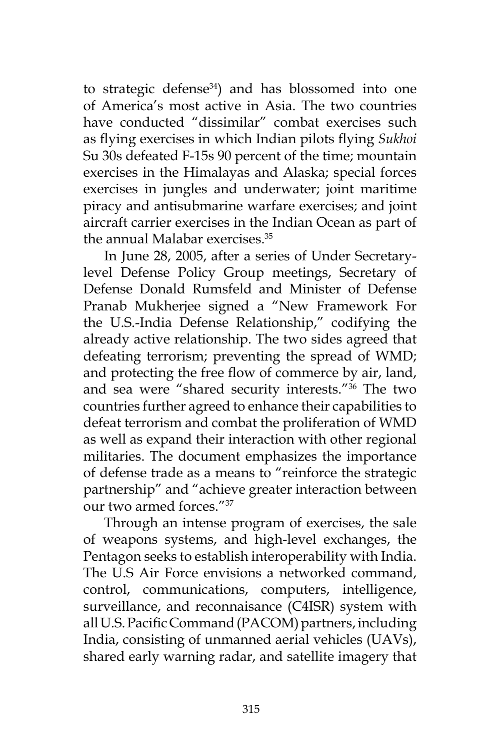to strategic defense[34]) and has blossomed into one of America's most active in Asia. The two countries have conducted "dissimilar" combat exercises such as flying exercises in which Indian pilots flying *Sukhoi* Su 30s defeated F-15s 90 percent of the time; mountain exercises in the Himalayas and Alaska; special forces exercises in jungles and underwater; joint maritime piracy and antisubmarine warfare exercises; and joint aircraft carrier exercises in the Indian Ocean as part of the annual Malabar exercises.[35]

In June 28, 2005, after a series of Under Secretary-level Defense Policy Group meetings, Secretary of Defense Donald Rumsfeld and Minister of Defense Pranab Mukherjee signed a "New Framework For the U.S.-India Defense Relationship," codifying the already active relationship. The two sides agreed that defeating terrorism; preventing the spread of WMD; and protecting the free flow of commerce by air, land, and sea were "shared security interests."[36] The two countries further agreed to enhance their capabilities to defeat terrorism and combat the proliferation of WMD as well as expand their interaction with other regional militaries. The document emphasizes the importance of defense trade as a means to "reinforce the strategic partnership" and "achieve greater interaction between our two armed forces."[37]

Through an intense program of exercises, the sale of weapons systems, and high-level exchanges, the Pentagon seeks to establish interoperability with India. The U.S Air Force envisions a networked command, control, communications, computers, intelligence, surveillance, and reconnaisance (C4ISR) system with all U.S. Pacific Command (PACOM) partners, including India, consisting of unmanned aerial vehicles (UAVs), shared early warning radar, and satellite imagery that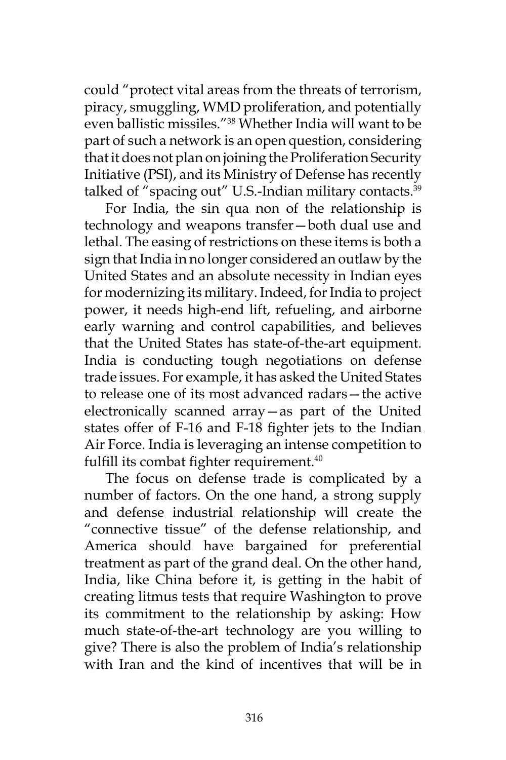could "protect vital areas from the threats of terrorism, piracy, smuggling, WMD proliferation, and potentially even ballistic missiles."[38] Whether India will want to be part of such a network is an open question, considering that it does not plan on joining the Proliferation Security Initiative (PSI), and its Ministry of Defense has recently talked of "spacing out" U.S.-Indian military contacts.[39]

For India, the sin qua non of the relationship is technology and weapons transfer—both dual use and lethal. The easing of restrictions on these items is both a sign that India in no longer considered an outlaw by the United States and an absolute necessity in Indian eyes for modernizing its military. Indeed, for India to project power, it needs high-end lift, refueling, and airborne early warning and control capabilities, and believes that the United States has state-of-the-art equipment. India is conducting tough negotiations on defense trade issues. For example, it has asked the United States to release one of its most advanced radars—the active electronically scanned array—as part of the United states offer of F-16 and F-18 fighter jets to the Indian Air Force. India is leveraging an intense competition to fulfill its combat fighter requirement.[40]

The focus on defense trade is complicated by a number of factors. On the one hand, a strong supply and defense industrial relationship will create the "connective tissue" of the defense relationship, and America should have bargained for preferential treatment as part of the grand deal. On the other hand, India, like China before it, is getting in the habit of creating litmus tests that require Washington to prove its commitment to the relationship by asking: How much state-of-the-art technology are you willing to give? There is also the problem of India's relationship with Iran and the kind of incentives that will be in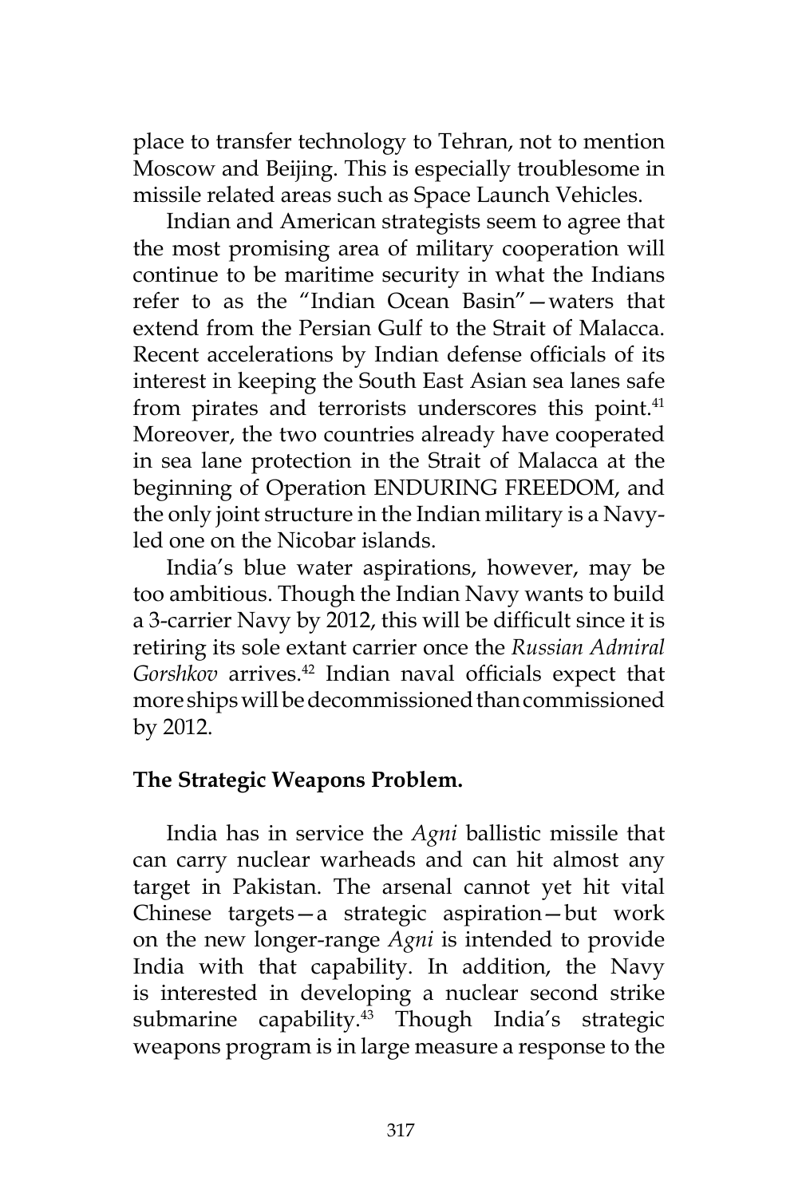place to transfer technology to Tehran, not to mention Moscow and Beijing. This is especially troublesome in missile related areas such as Space Launch Vehicles.

Indian and American strategists seem to agree that the most promising area of military cooperation will continue to be maritime security in what the Indians refer to as the "Indian Ocean Basin"—waters that extend from the Persian Gulf to the Strait of Malacca. Recent accelerations by Indian defense officials of its interest in keeping the South East Asian sea lanes safe from pirates and terrorists underscores this point.[41] Moreover, the two countries already have cooperated in sea lane protection in the Strait of Malacca at the beginning of Operation ENDURING FREEDOM, and the only joint structure in the Indian military is a Navy-led one on the Nicobar islands.

India's blue water aspirations, however, may be too ambitious. Though the Indian Navy wants to build a 3-carrier Navy by 2012, this will be difficult since it is retiring its sole extant carrier once the *Russian Admiral Gorshkov* arrives.[42] Indian naval officials expect that more ships will be decommissioned than commissioned by 2012.

**The Strategic Weapons Problem.**

India has in service the *Agni* ballistic missile that can carry nuclear warheads and can hit almost any target in Pakistan. The arsenal cannot yet hit vital Chinese targets—a strategic aspiration—but work on the new longer-range *Agni* is intended to provide India with that capability. In addition, the Navy is interested in developing a nuclear second strike submarine capability.[43] Though India's strategic weapons program is in large measure a response to the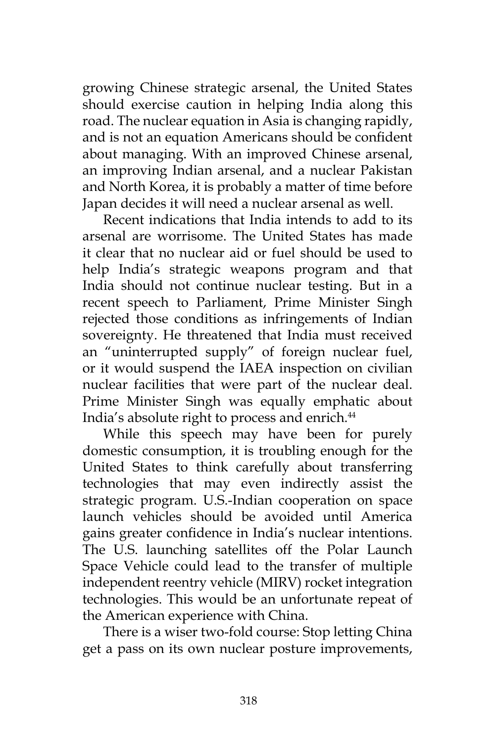growing Chinese strategic arsenal, the United States should exercise caution in helping India along this road. The nuclear equation in Asia is changing rapidly, and is not an equation Americans should be confident about managing. With an improved Chinese arsenal, an improving Indian arsenal, and a nuclear Pakistan and North Korea, it is probably a matter of time before Japan decides it will need a nuclear arsenal as well.

Recent indications that India intends to add to its arsenal are worrisome. The United States has made it clear that no nuclear aid or fuel should be used to help India's strategic weapons program and that India should not continue nuclear testing. But in a recent speech to Parliament, Prime Minister Singh rejected those conditions as infringements of Indian sovereignty. He threatened that India must received an "uninterrupted supply" of foreign nuclear fuel, or it would suspend the IAEA inspection on civilian nuclear facilities that were part of the nuclear deal. Prime Minister Singh was equally emphatic about India's absolute right to process and enrich.[44]

While this speech may have been for purely domestic consumption, it is troubling enough for the United States to think carefully about transferring technologies that may even indirectly assist the strategic program. U.S.-Indian cooperation on space launch vehicles should be avoided until America gains greater confidence in India's nuclear intentions. The U.S. launching satellites off the Polar Launch Space Vehicle could lead to the transfer of multiple independent reentry vehicle (MIRV) rocket integration technologies. This would be an unfortunate repeat of the American experience with China.

There is a wiser two-fold course: Stop letting China get a pass on its own nuclear posture improvements,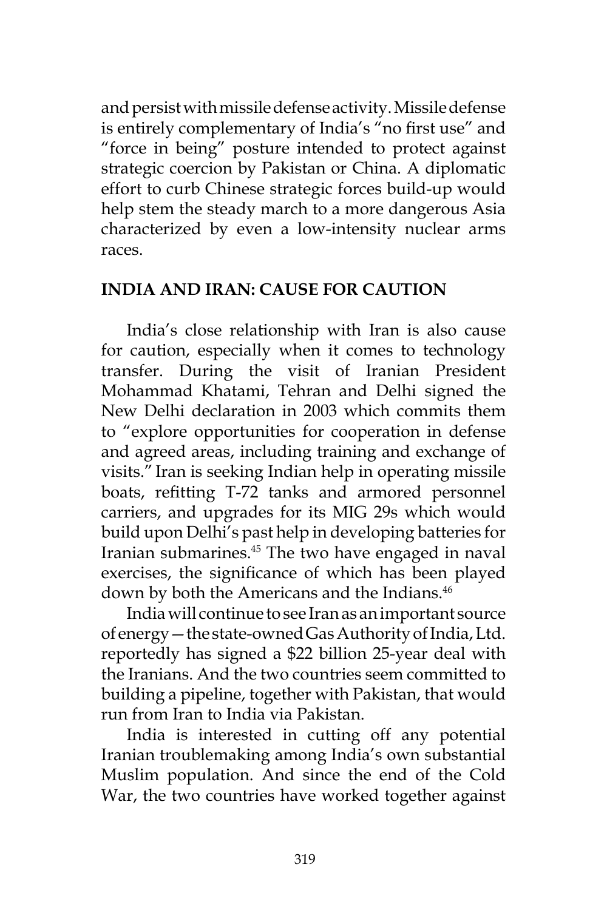and persist with missile defense activity. Missile defense is entirely complementary of India's "no first use" and "force in being" posture intended to protect against strategic coercion by Pakistan or China. A diplomatic effort to curb Chinese strategic forces build-up would help stem the steady march to a more dangerous Asia characterized by even a low-intensity nuclear arms races.

## INDIA AND IRAN: CAUSE FOR CAUTION

India's close relationship with Iran is also cause for caution, especially when it comes to technology transfer. During the visit of Iranian President Mohammad Khatami, Tehran and Delhi signed the New Delhi declaration in 2003 which commits them to "explore opportunities for cooperation in defense and agreed areas, including training and exchange of visits." Iran is seeking Indian help in operating missile boats, refitting T-72 tanks and armored personnel carriers, and upgrades for its MIG 29s which would build upon Delhi's past help in developing batteries for Iranian submarines.[45] The two have engaged in naval exercises, the significance of which has been played down by both the Americans and the Indians.[46]

India will continue to see Iran as an important source of energy—the state-owned Gas Authority of India, Ltd. reportedly has signed a $22 billion 25-year deal with the Iranians. And the two countries seem committed to building a pipeline, together with Pakistan, that would run from Iran to India via Pakistan.

India is interested in cutting off any potential Iranian troublemaking among India's own substantial Muslim population. And since the end of the Cold War, the two countries have worked together against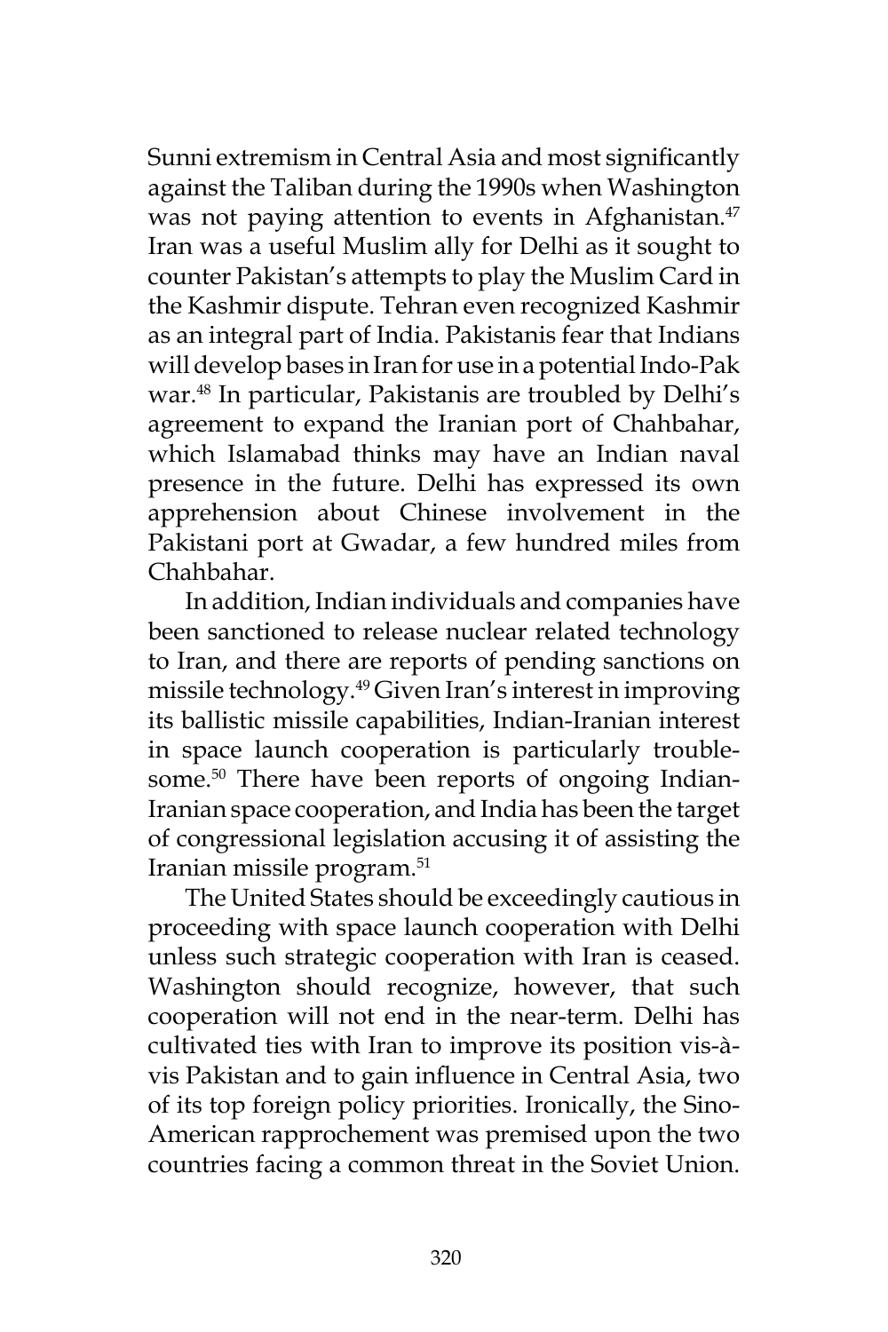Sunni extremism in Central Asia and most significantly against the Taliban during the 1990s when Washington was not paying attention to events in Afghanistan.[47] Iran was a useful Muslim ally for Delhi as it sought to counter Pakistan's attempts to play the Muslim Card in the Kashmir dispute. Tehran even recognized Kashmir as an integral part of India. Pakistanis fear that Indians will develop bases in Iran for use in a potential Indo-Pak war.[48] In particular, Pakistanis are troubled by Delhi's agreement to expand the Iranian port of Chahbahar, which Islamabad thinks may have an Indian naval presence in the future. Delhi has expressed its own apprehension about Chinese involvement in the Pakistani port at Gwadar, a few hundred miles from Chahbahar.

In addition, Indian individuals and companies have been sanctioned to release nuclear related technology to Iran, and there are reports of pending sanctions on missile technology.[49] Given Iran's interest in improving its ballistic missile capabilities, Indian-Iranian interest in space launch cooperation is particularly troublesome.[50] There have been reports of ongoing Indian-Iranian space cooperation, and India has been the target of congressional legislation accusing it of assisting the Iranian missile program.[51]

The United States should be exceedingly cautious in proceeding with space launch cooperation with Delhi unless such strategic cooperation with Iran is ceased. Washington should recognize, however, that such cooperation will not end in the near-term. Delhi has cultivated ties with Iran to improve its position vis-à-vis Pakistan and to gain influence in Central Asia, two of its top foreign policy priorities. Ironically, the Sino-American rapprochement was premised upon the two countries facing a common threat in the Soviet Union.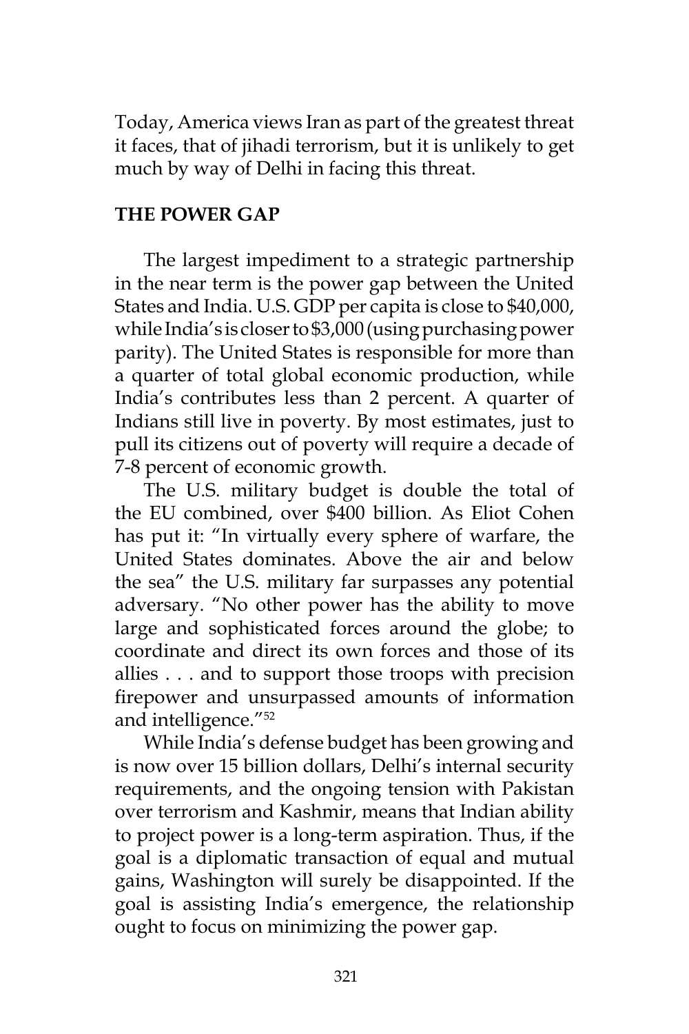Today, America views Iran as part of the greatest threat it faces, that of jihadi terrorism, but it is unlikely to get much by way of Delhi in facing this threat.

## THE POWER GAP

The largest impediment to a strategic partnership in the near term is the power gap between the United States and India. U.S. GDP per capita is close to $40,000, while India's is closer to $3,000 (using purchasing power parity). The United States is responsible for more than a quarter of total global economic production, while India's contributes less than 2 percent. A quarter of Indians still live in poverty. By most estimates, just to pull its citizens out of poverty will require a decade of 7-8 percent of economic growth.

The U.S. military budget is double the total of the EU combined, over $400 billion. As Eliot Cohen has put it: "In virtually every sphere of warfare, the United States dominates. Above the air and below the sea" the U.S. military far surpasses any potential adversary. "No other power has the ability to move large and sophisticated forces around the globe; to coordinate and direct its own forces and those of its allies . . . and to support those troops with precision firepower and unsurpassed amounts of information and intelligence."[52]

While India's defense budget has been growing and is now over 15 billion dollars, Delhi's internal security requirements, and the ongoing tension with Pakistan over terrorism and Kashmir, means that Indian ability to project power is a long-term aspiration. Thus, if the goal is a diplomatic transaction of equal and mutual gains, Washington will surely be disappointed. If the goal is assisting India's emergence, the relationship ought to focus on minimizing the power gap.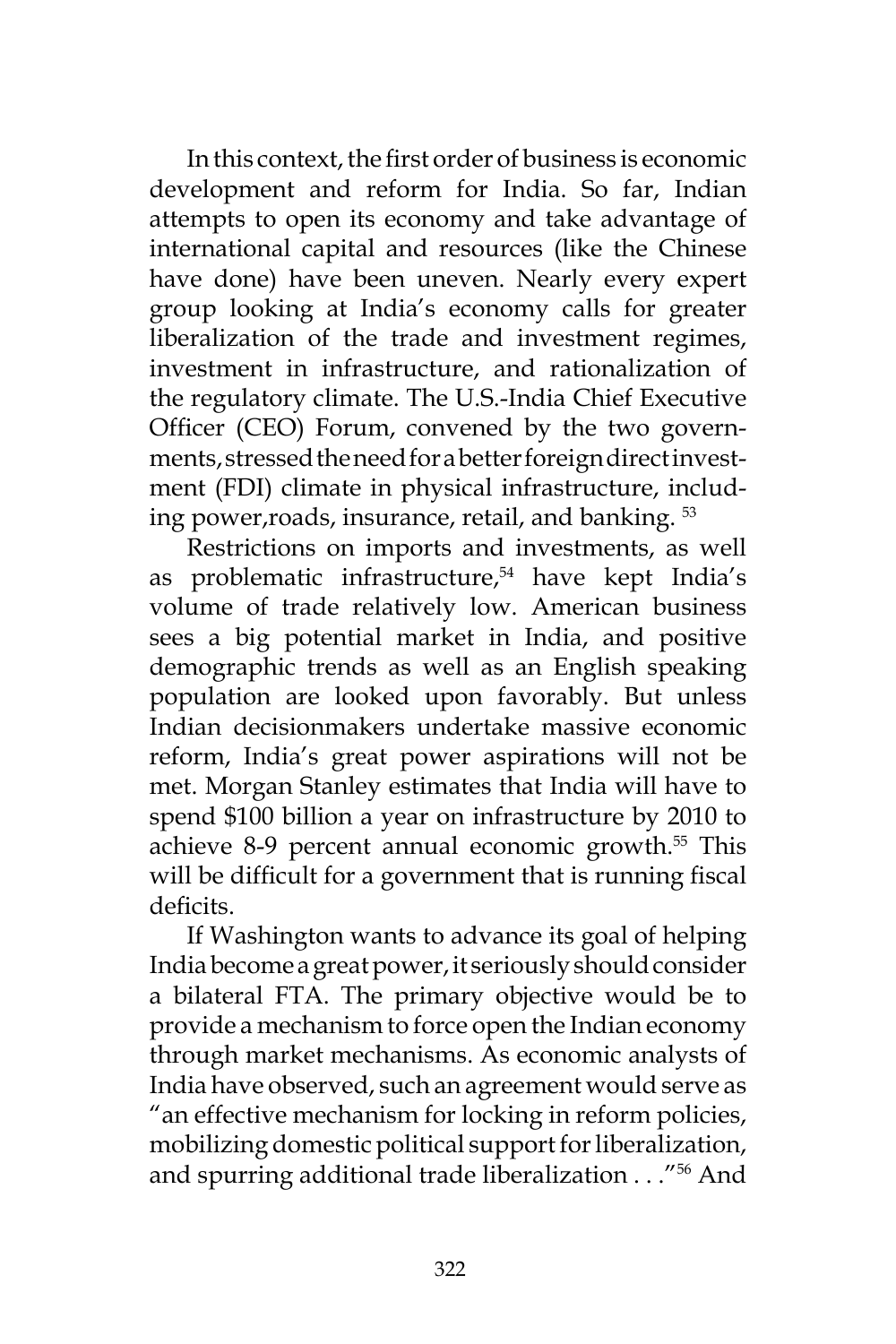In this context, the first order of business is economic development and reform for India. So far, Indian attempts to open its economy and take advantage of international capital and resources (like the Chinese have done) have been uneven. Nearly every expert group looking at India's economy calls for greater liberalization of the trade and investment regimes, investment in infrastructure, and rationalization of the regulatory climate. The U.S.-India Chief Executive Officer (CEO) Forum, convened by the two governments, stressed the need for a better foreign direct investment (FDI) climate in physical infrastructure, including power,roads, insurance, retail, and banking. [53]

Restrictions on imports and investments, as well as problematic infrastructure,[54] have kept India's volume of trade relatively low. American business sees a big potential market in India, and positive demographic trends as well as an English speaking population are looked upon favorably. But unless Indian decisionmakers undertake massive economic reform, India's great power aspirations will not be met. Morgan Stanley estimates that India will have to spend $100 billion a year on infrastructure by 2010 to achieve 8-9 percent annual economic growth.[55] This will be difficult for a government that is running fiscal deficits.

If Washington wants to advance its goal of helping India become a great power, it seriously should consider a bilateral FTA. The primary objective would be to provide a mechanism to force open the Indian economy through market mechanisms. As economic analysts of India have observed, such an agreement would serve as "an effective mechanism for locking in reform policies, mobilizing domestic political support for liberalization, and spurring additional trade liberalization . . ."[56] And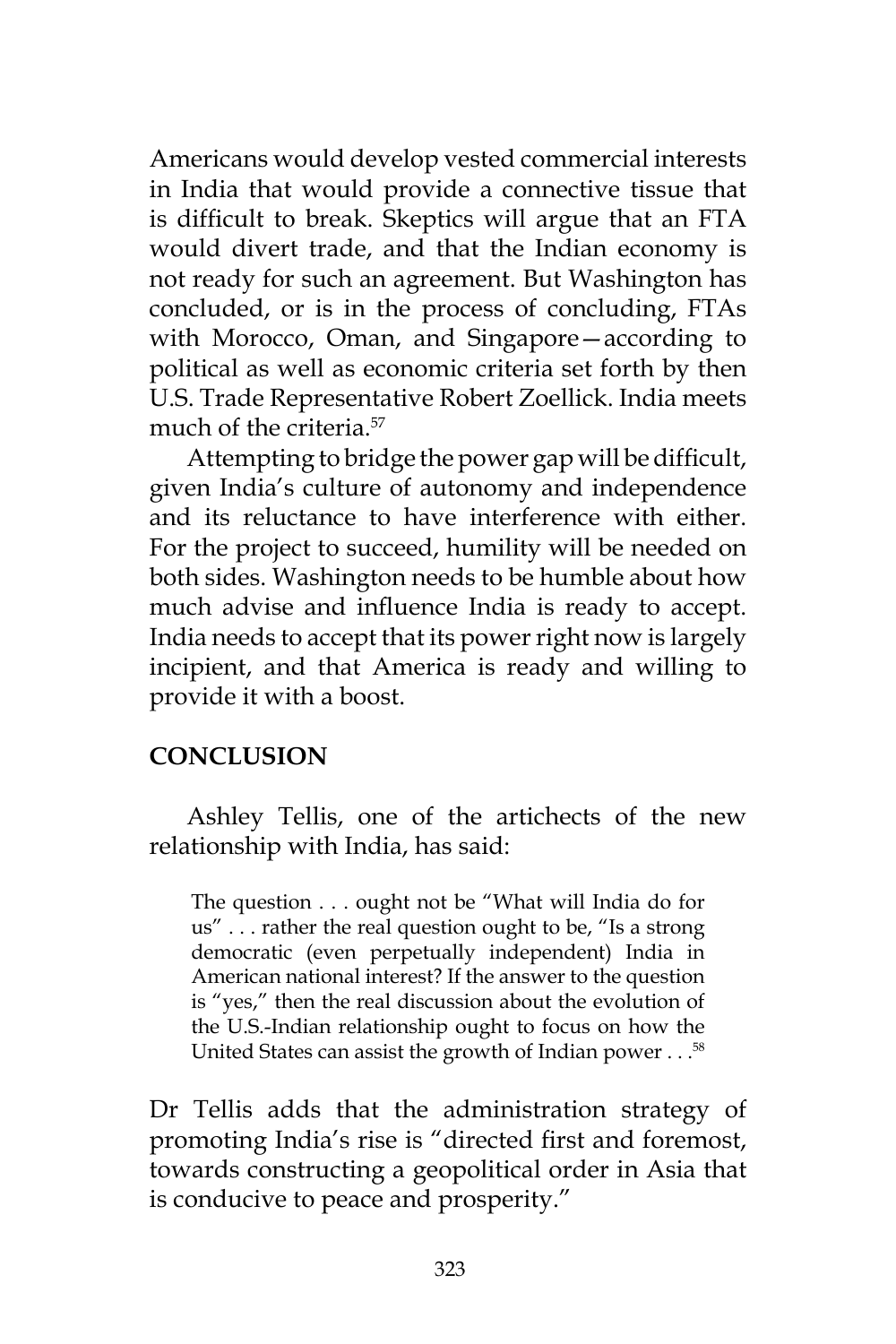Americans would develop vested commercial interests in India that would provide a connective tissue that is difficult to break. Skeptics will argue that an FTA would divert trade, and that the Indian economy is not ready for such an agreement. But Washington has concluded, or is in the process of concluding, FTAs with Morocco, Oman, and Singapore—according to political as well as economic criteria set forth by then U.S. Trade Representative Robert Zoellick. India meets much of the criteria.[57]

Attempting to bridge the power gap will be difficult, given India's culture of autonomy and independence and its reluctance to have interference with either. For the project to succeed, humility will be needed on both sides. Washington needs to be humble about how much advise and influence India is ready to accept. India needs to accept that its power right now is largely incipient, and that America is ready and willing to provide it with a boost.

## CONCLUSION

Ashley Tellis, one of the artichects of the new relationship with India, has said:

> The question . . . ought not be "What will India do for us" . . . rather the real question ought to be, "Is a strong democratic (even perpetually independent) India in American national interest? If the answer to the question is "yes," then the real discussion about the evolution of the U.S.-Indian relationship ought to focus on how the United States can assist the growth of Indian power . . .[58]

Dr Tellis adds that the administration strategy of promoting India's rise is "directed first and foremost, towards constructing a geopolitical order in Asia that is conducive to peace and prosperity."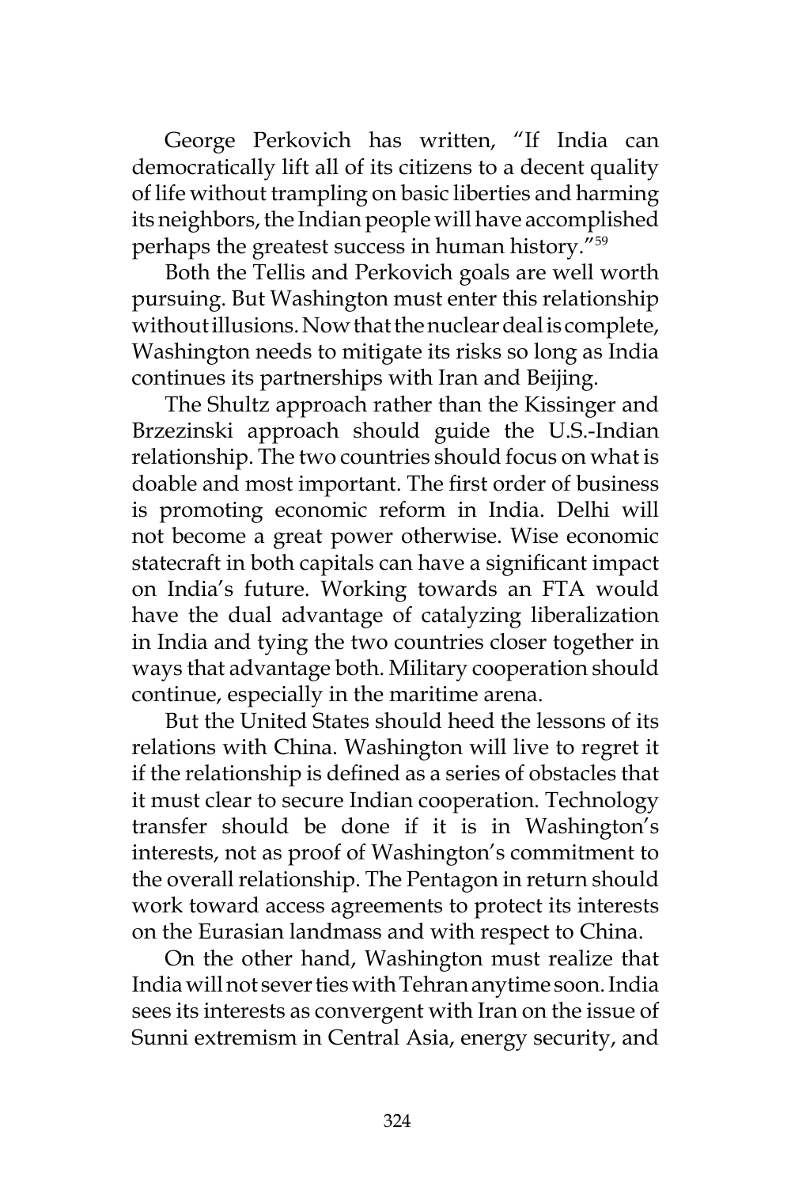George Perkovich has written, "If India can democratically lift all of its citizens to a decent quality of life without trampling on basic liberties and harming its neighbors, the Indian people will have accomplished perhaps the greatest success in human history."[59]

Both the Tellis and Perkovich goals are well worth pursuing. But Washington must enter this relationship without illusions. Now that the nuclear deal is complete, Washington needs to mitigate its risks so long as India continues its partnerships with Iran and Beijing.

The Shultz approach rather than the Kissinger and Brzezinski approach should guide the U.S.-Indian relationship. The two countries should focus on what is doable and most important. The first order of business is promoting economic reform in India. Delhi will not become a great power otherwise. Wise economic statecraft in both capitals can have a significant impact on India's future. Working towards an FTA would have the dual advantage of catalyzing liberalization in India and tying the two countries closer together in ways that advantage both. Military cooperation should continue, especially in the maritime arena.

But the United States should heed the lessons of its relations with China. Washington will live to regret it if the relationship is defined as a series of obstacles that it must clear to secure Indian cooperation. Technology transfer should be done if it is in Washington's interests, not as proof of Washington's commitment to the overall relationship. The Pentagon in return should work toward access agreements to protect its interests on the Eurasian landmass and with respect to China.

On the other hand, Washington must realize that India will not sever ties with Tehran anytime soon. India sees its interests as convergent with Iran on the issue of Sunni extremism in Central Asia, energy security, and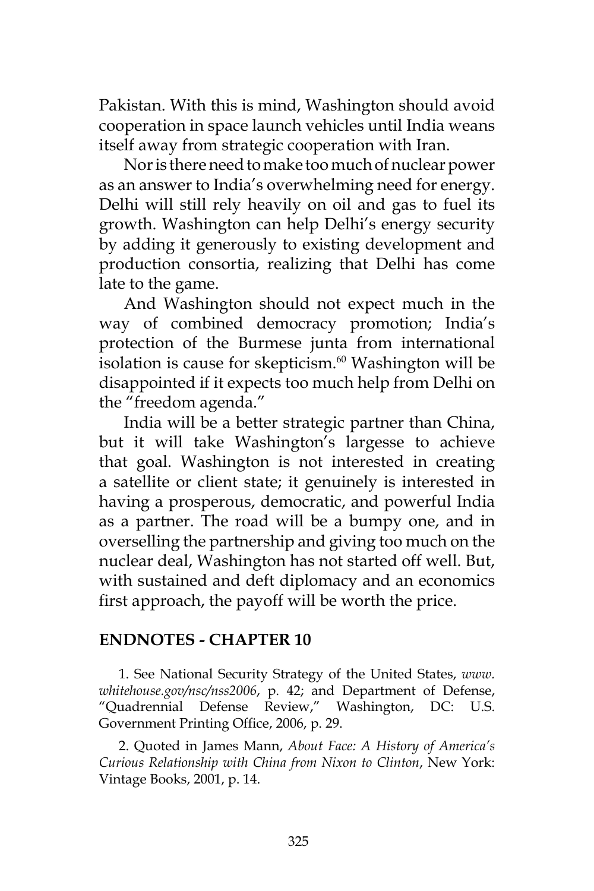Pakistan. With this is mind, Washington should avoid cooperation in space launch vehicles until India weans itself away from strategic cooperation with Iran.

Nor is there need to make too much of nuclear power as an answer to India's overwhelming need for energy. Delhi will still rely heavily on oil and gas to fuel its growth. Washington can help Delhi's energy security by adding it generously to existing development and production consortia, realizing that Delhi has come late to the game.

And Washington should not expect much in the way of combined democracy promotion; India's protection of the Burmese junta from international isolation is cause for skepticism.[60] Washington will be disappointed if it expects too much help from Delhi on the "freedom agenda."

India will be a better strategic partner than China, but it will take Washington's largesse to achieve that goal. Washington is not interested in creating a satellite or client state; it genuinely is interested in having a prosperous, democratic, and powerful India as a partner. The road will be a bumpy one, and in overselling the partnership and giving too much on the nuclear deal, Washington has not started off well. But, with sustained and deft diplomacy and an economics first approach, the payoff will be worth the price.

## ENDNOTES - CHAPTER 10

1. See National Security Strategy of the United States, *www.whitehouse.gov/nsc/nss2006*, p. 42; and Department of Defense, "Quadrennial Defense Review," Washington, DC: U.S. Government Printing Office, 2006, p. 29.

2. Quoted in James Mann, *About Face: A History of America's Curious Relationship with China from Nixon to Clinton*, New York: Vintage Books, 2001, p. 14.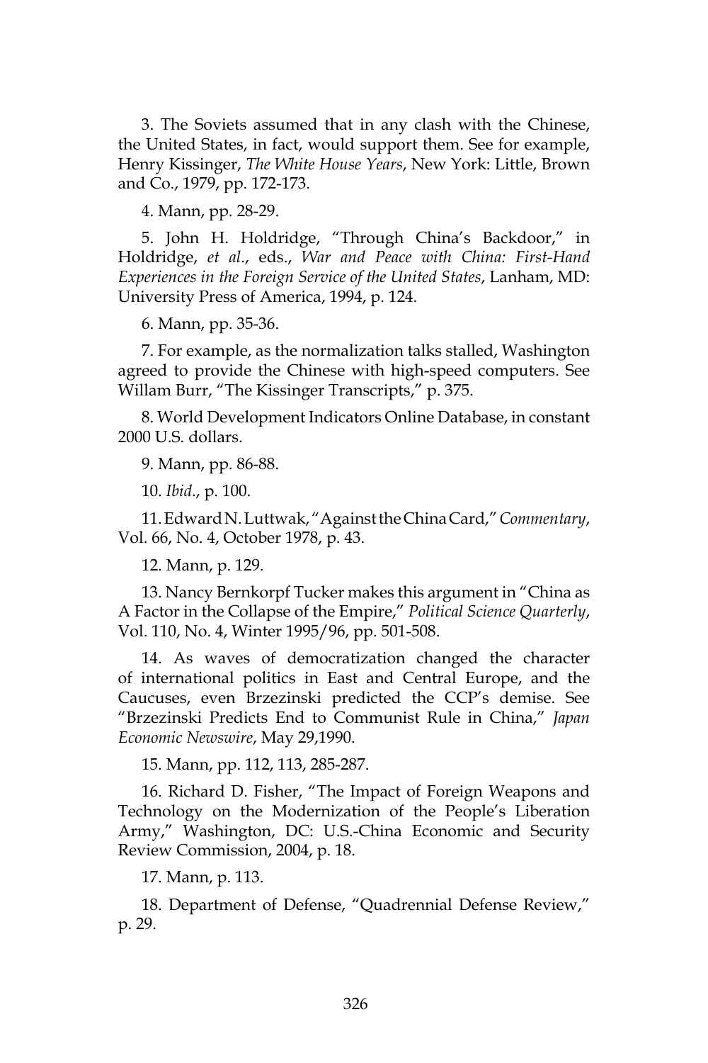3. The Soviets assumed that in any clash with the Chinese, the United States, in fact, would support them. See for example, Henry Kissinger, *The White House Years*, New York: Little, Brown and Co., 1979, pp. 172-173.

4. Mann, pp. 28-29.

5. John H. Holdridge, "Through China's Backdoor," in Holdridge, *et al*., eds., *War and Peace with China: First-Hand Experiences in the Foreign Service of the United States*, Lanham, MD: University Press of America, 1994, p. 124.

6. Mann, pp. 35-36.

7. For example, as the normalization talks stalled, Washington agreed to provide the Chinese with high-speed computers. See Willam Burr, "The Kissinger Transcripts," p. 375.

8. World Development Indicators Online Database, in constant 2000 U.S. dollars.

9. Mann, pp. 86-88.

10. *Ibid*., p. 100.

11. Edward N. Luttwak, "Against the China Card," *Commentary*, Vol. 66, No. 4, October 1978, p. 43.

12. Mann, p. 129.

13. Nancy Bernkorpf Tucker makes this argument in "China as A Factor in the Collapse of the Empire," *Political Science Quarterly*, Vol. 110, No. 4, Winter 1995/96, pp. 501-508.

14. As waves of democratization changed the character of international politics in East and Central Europe, and the Caucuses, even Brzezinski predicted the CCP's demise. See "Brzezinski Predicts End to Communist Rule in China," *Japan Economic Newswire*, May 29,1990.

15. Mann, pp. 112, 113, 285-287.

16. Richard D. Fisher, "The Impact of Foreign Weapons and Technology on the Modernization of the People's Liberation Army," Washington, DC: U.S.-China Economic and Security Review Commission, 2004, p. 18.

17. Mann, p. 113.

18. Department of Defense, "Quadrennial Defense Review," p. 29.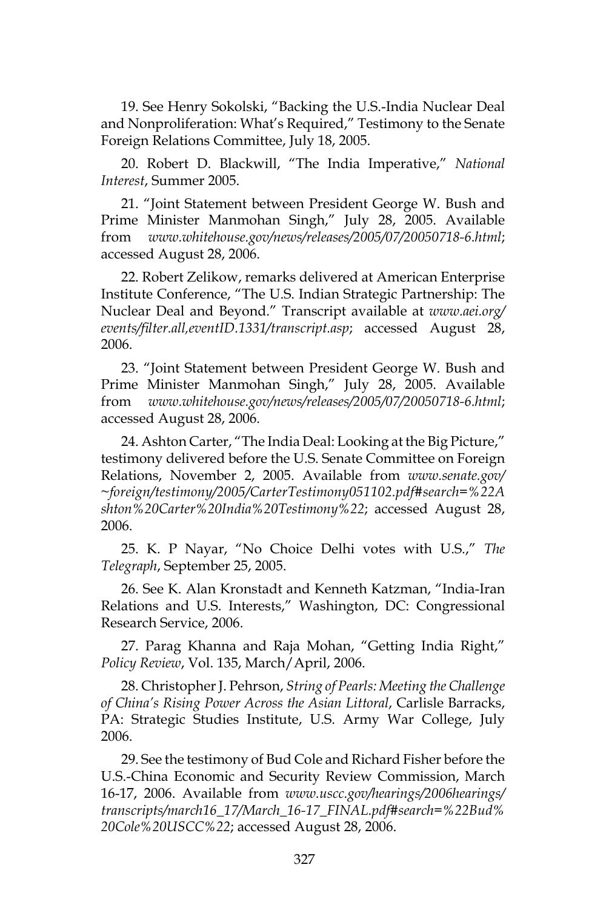19. See Henry Sokolski, "Backing the U.S.-India Nuclear Deal and Nonproliferation: What's Required," Testimony to the Senate Foreign Relations Committee, July 18, 2005.

20. Robert D. Blackwill, "The India Imperative," *National Interest*, Summer 2005.

21. "Joint Statement between President George W. Bush and Prime Minister Manmohan Singh," July 28, 2005. Available from *www.whitehouse.gov/news/releases/2005/07/20050718-6.html*; accessed August 28, 2006.

22. Robert Zelikow, remarks delivered at American Enterprise Institute Conference, "The U.S. Indian Strategic Partnership: The Nuclear Deal and Beyond." Transcript available at *www.aei.org/events/filter.all,eventID.1331/transcript.asp*; accessed August 28, 2006.

23. "Joint Statement between President George W. Bush and Prime Minister Manmohan Singh," July 28, 2005. Available from *www.whitehouse.gov/news/releases/2005/07/20050718-6.html*; accessed August 28, 2006.

24. Ashton Carter, "The India Deal: Looking at the Big Picture," testimony delivered before the U.S. Senate Committee on Foreign Relations, November 2, 2005. Available from *www.senate.gov/~foreign/testimony/2005/CarterTestimony051102.pdf#search=%22Ashton%20Carter%20India%20Testimony%22*; accessed August 28, 2006.

25. K. P Nayar, "No Choice Delhi votes with U.S.," *The Telegraph*, September 25, 2005.

26. See K. Alan Kronstadt and Kenneth Katzman, "India-Iran Relations and U.S. Interests," Washington, DC: Congressional Research Service, 2006.

27. Parag Khanna and Raja Mohan, "Getting India Right," *Policy Review*, Vol. 135, March/April, 2006.

28. Christopher J. Pehrson, *String of Pearls: Meeting the Challenge of China's Rising Power Across the Asian Littoral*, Carlisle Barracks, PA: Strategic Studies Institute, U.S. Army War College, July 2006.

29. See the testimony of Bud Cole and Richard Fisher before the U.S.-China Economic and Security Review Commission, March 16-17, 2006. Available from *www.uscc.gov/hearings/2006hearings/transcripts/march16_17/March_16-17_FINAL.pdf#search=%22Bud%20Cole%20USCC%22*; accessed August 28, 2006.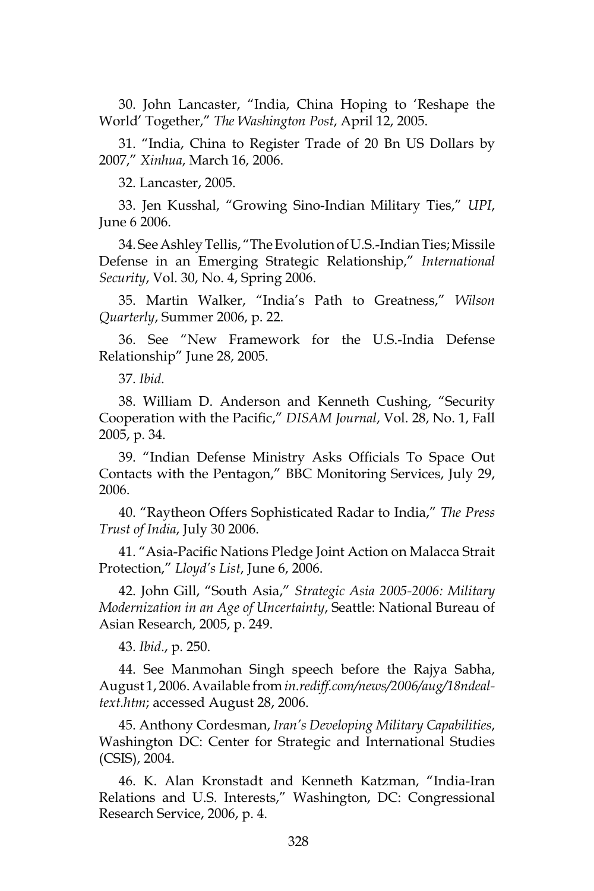30. John Lancaster, "India, China Hoping to 'Reshape the World' Together," *The Washington Post*, April 12, 2005.

31. "India, China to Register Trade of 20 Bn US Dollars by 2007," *Xinhua*, March 16, 2006.

32. Lancaster, 2005.

33. Jen Kusshal, "Growing Sino-Indian Military Ties," *UPI*, June 6 2006.

34. See Ashley Tellis, "The Evolution of U.S.-Indian Ties; Missile Defense in an Emerging Strategic Relationship," *International Security*, Vol. 30, No. 4, Spring 2006.

35. Martin Walker, "India's Path to Greatness," *Wilson Quarterly*, Summer 2006, p. 22.

36. See "New Framework for the U.S.-India Defense Relationship" June 28, 2005.

37. *Ibid*.

38. William D. Anderson and Kenneth Cushing, "Security Cooperation with the Pacific," *DISAM Journal*, Vol. 28, No. 1, Fall 2005, p. 34.

39. "Indian Defense Ministry Asks Officials To Space Out Contacts with the Pentagon," BBC Monitoring Services, July 29, 2006.

40. "Raytheon Offers Sophisticated Radar to India," *The Press Trust of India*, July 30 2006.

41. "Asia-Pacific Nations Pledge Joint Action on Malacca Strait Protection," *Lloyd's List*, June 6, 2006.

42. John Gill, "South Asia," *Strategic Asia 2005-2006: Military Modernization in an Age of Uncertainty*, Seattle: National Bureau of Asian Research, 2005, p. 249.

43. *Ibid*., p. 250.

44. See Manmohan Singh speech before the Rajya Sabha, August 1, 2006. Available from *in.rediff.com/news/2006/aug/18ndeal-text.htm*; accessed August 28, 2006.

45. Anthony Cordesman, *Iran's Developing Military Capabilities*, Washington DC: Center for Strategic and International Studies (CSIS), 2004.

46. K. Alan Kronstadt and Kenneth Katzman, "India-Iran Relations and U.S. Interests," Washington, DC: Congressional Research Service, 2006, p. 4.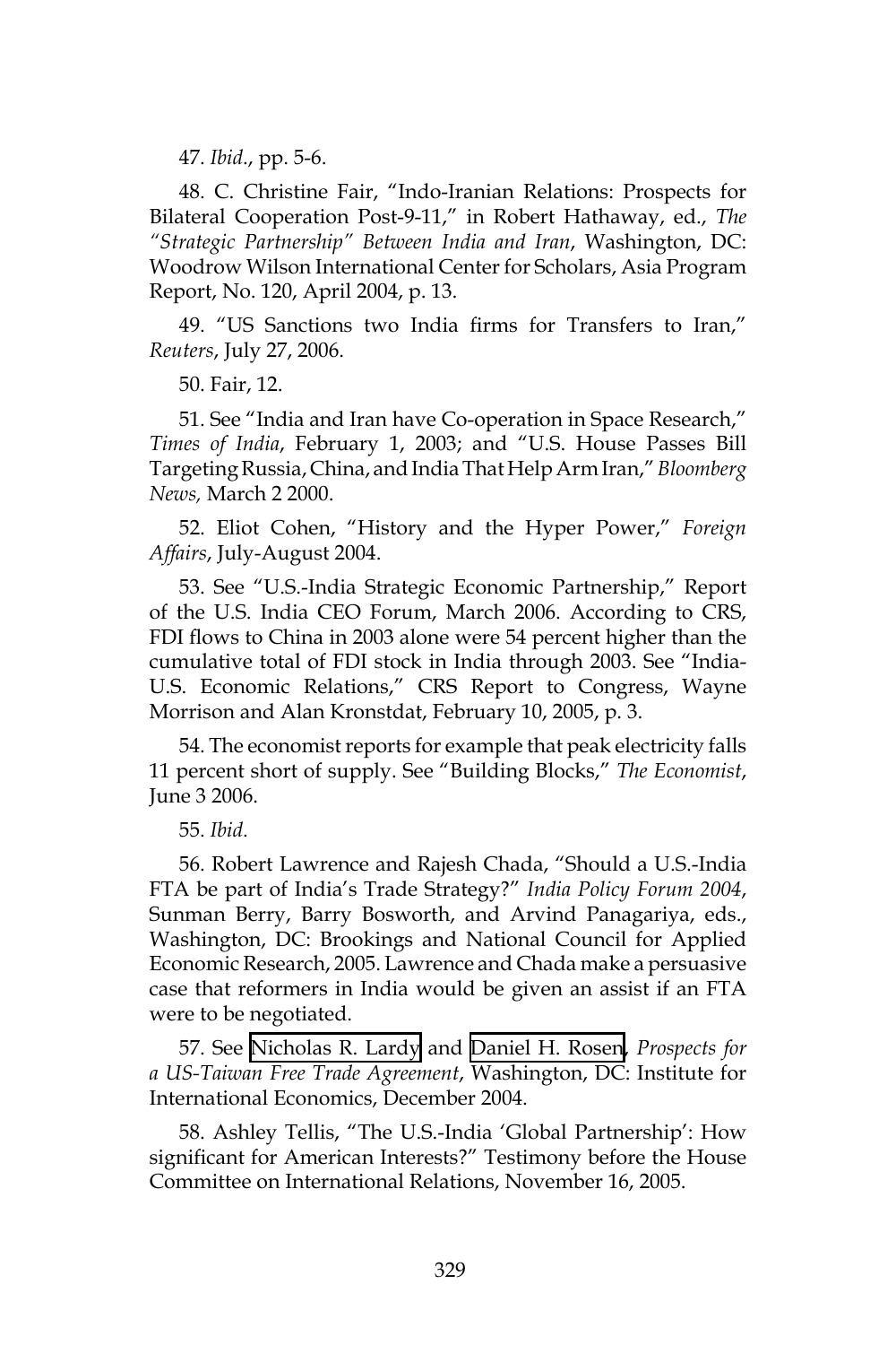47. *Ibid*., pp. 5-6.

48. C. Christine Fair, "Indo-Iranian Relations: Prospects for Bilateral Cooperation Post-9-11," in Robert Hathaway, ed., *The "Strategic Partnership" Between India and Iran*, Washington, DC: Woodrow Wilson International Center for Scholars, Asia Program Report, No. 120, April 2004, p. 13.

49. "US Sanctions two India firms for Transfers to Iran," *Reuters*, July 27, 2006.

50. Fair, 12.

51. See "India and Iran have Co-operation in Space Research," *Times of India*, February 1, 2003; and "U.S. House Passes Bill Targeting Russia, China, and India That Help Arm Iran," *Bloomberg News,* March 2 2000.

52. Eliot Cohen, "History and the Hyper Power," *Foreign Affairs*, July-August 2004.

53. See "U.S.-India Strategic Economic Partnership," Report of the U.S. India CEO Forum, March 2006. According to CRS, FDI flows to China in 2003 alone were 54 percent higher than the cumulative total of FDI stock in India through 2003. See "India-U.S. Economic Relations," CRS Report to Congress, Wayne Morrison and Alan Kronstdat, February 10, 2005, p. 3.

54. The economist reports for example that peak electricity falls 11 percent short of supply. See "Building Blocks," *The Economist*, June 3 2006.

55. *Ibid*.

56. Robert Lawrence and Rajesh Chada, "Should a U.S.-India FTA be part of India's Trade Strategy?" *India Policy Forum 2004*, Sunman Berry, Barry Bosworth, and Arvind Panagariya, eds., Washington, DC: Brookings and National Council for Applied Economic Research, 2005. Lawrence and Chada make a persuasive case that reformers in India would be given an assist if an FTA were to be negotiated.

57. See Nicholas R. Lardy and Daniel H. Rosen, *Prospects for a US-Taiwan Free Trade Agreement*, Washington, DC: Institute for International Economics, December 2004.

58. Ashley Tellis, "The U.S.-India 'Global Partnership': How significant for American Interests?" Testimony before the House Committee on International Relations, November 16, 2005.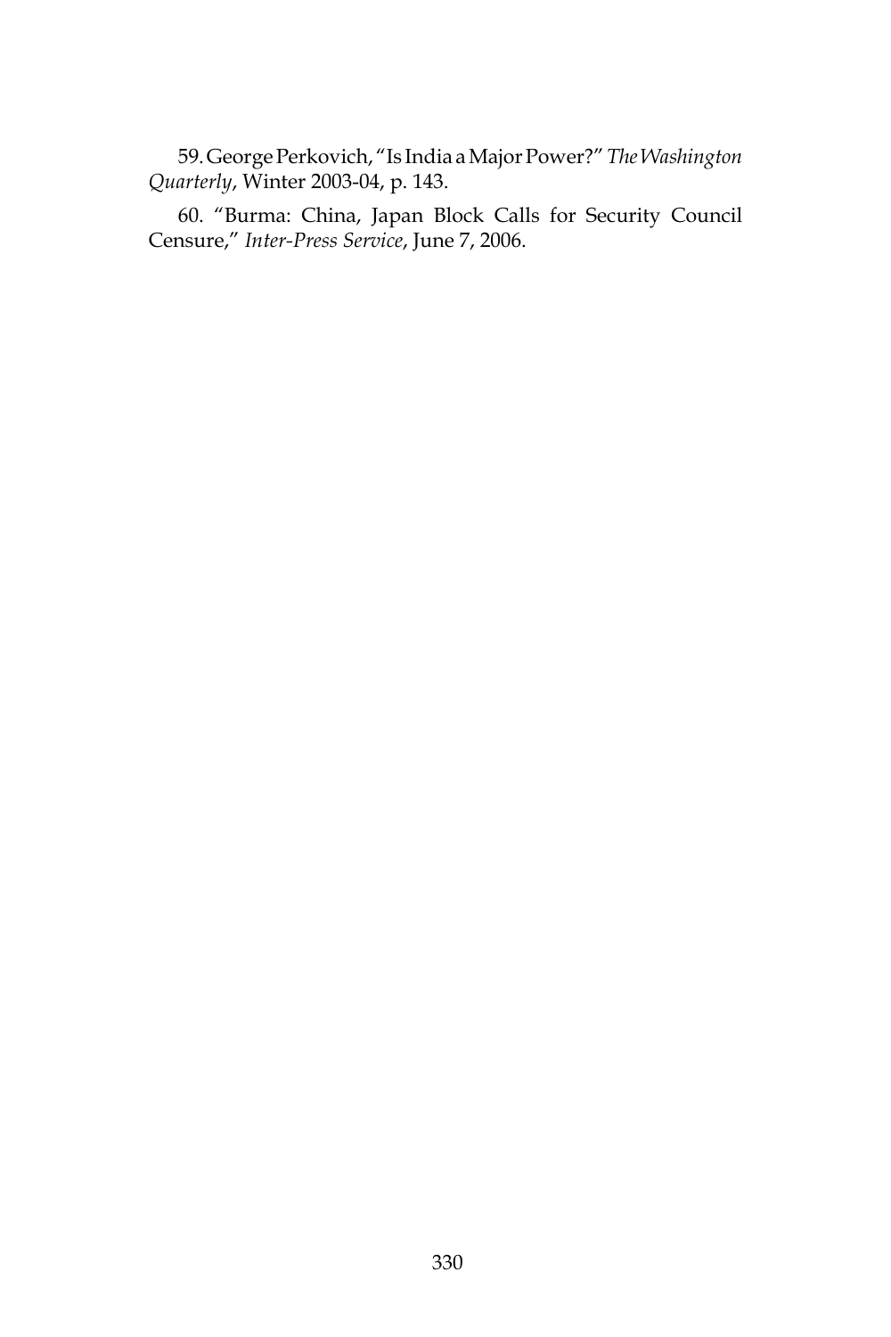59. George Perkovich, "Is India a Major Power?" *The Washington Quarterly*, Winter 2003-04, p. 143.

60. "Burma: China, Japan Block Calls for Security Council Censure," *Inter-Press Service*, June 7, 2006.